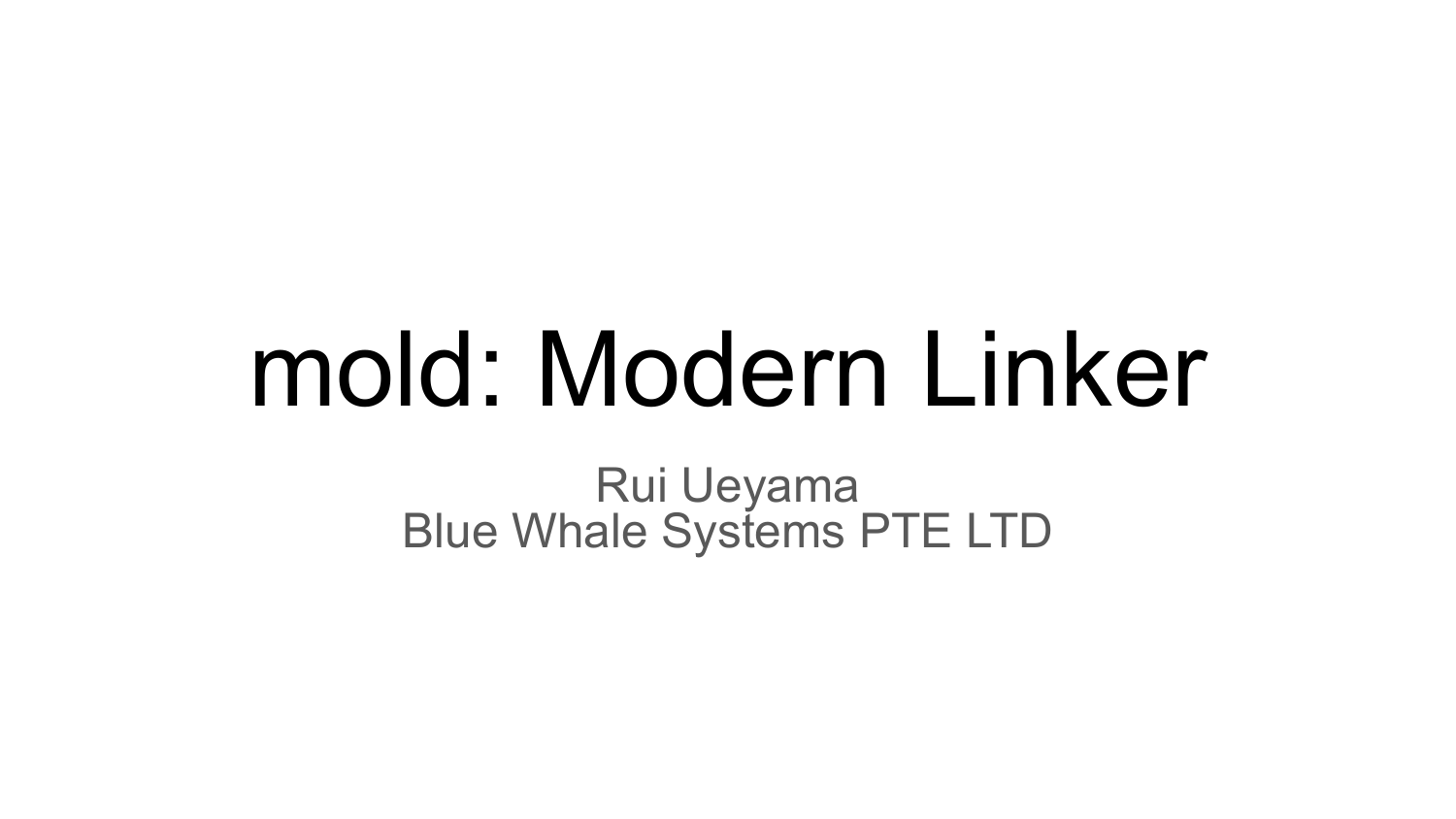# mold: Modern Linker

Rui Ueyama
Blue Whale Systems PTE LTD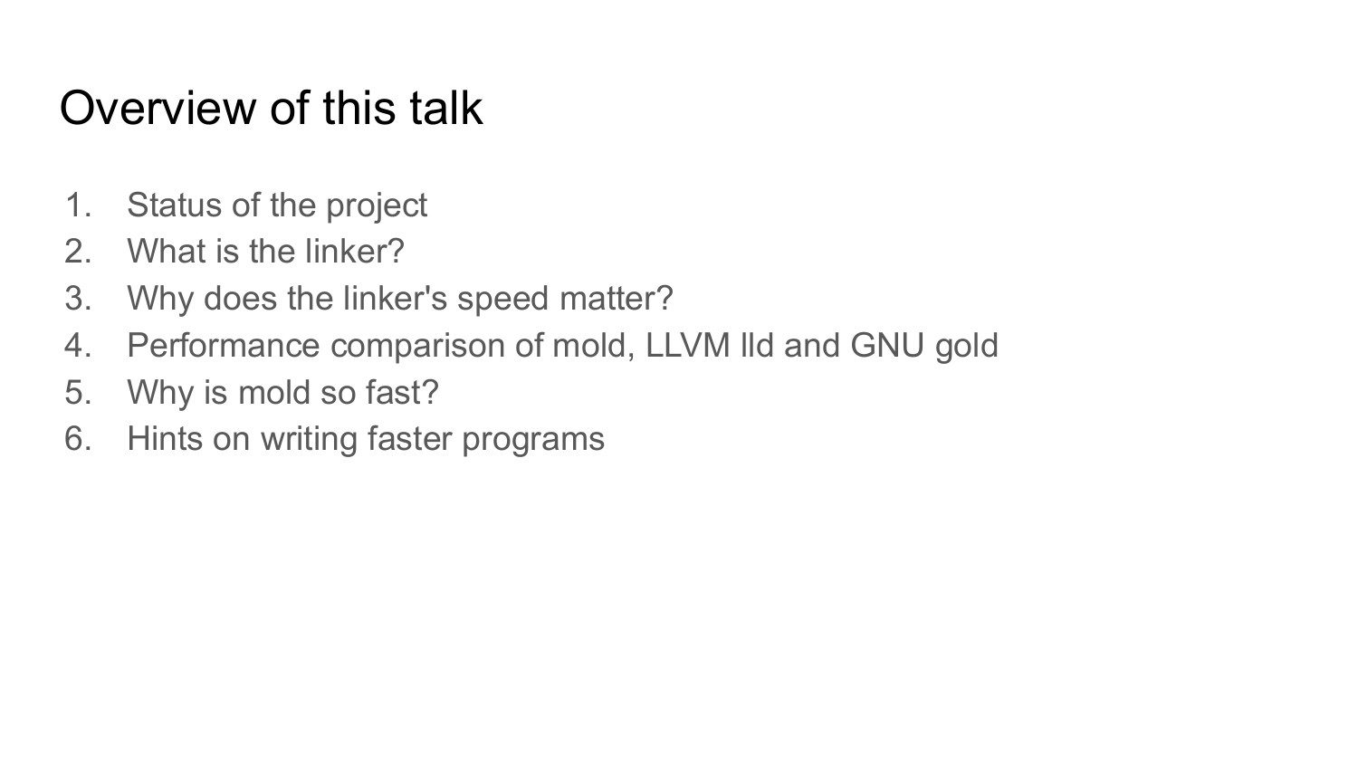# Overview of this talk

1. Status of the project
2. What is the linker?
3. Why does the linker's speed matter?
4. Performance comparison of mold, LLVM lld and GNU gold
5. Why is mold so fast?
6. Hints on writing faster programs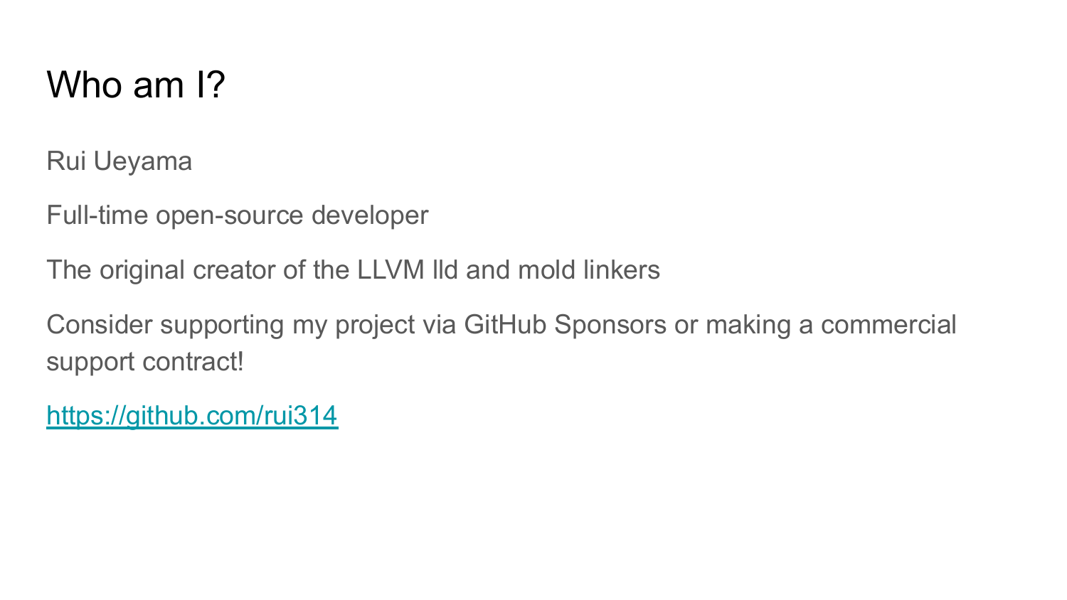# Who am I?

Rui Ueyama

Full-time open-source developer

The original creator of the LLVM lld and mold linkers

Consider supporting my project via GitHub Sponsors or making a commercial support contract!

https://github.com/rui314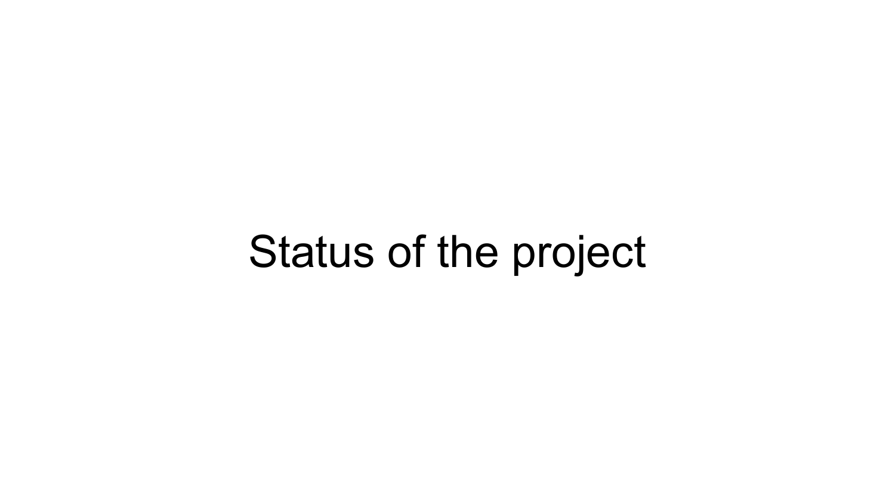# Status of the project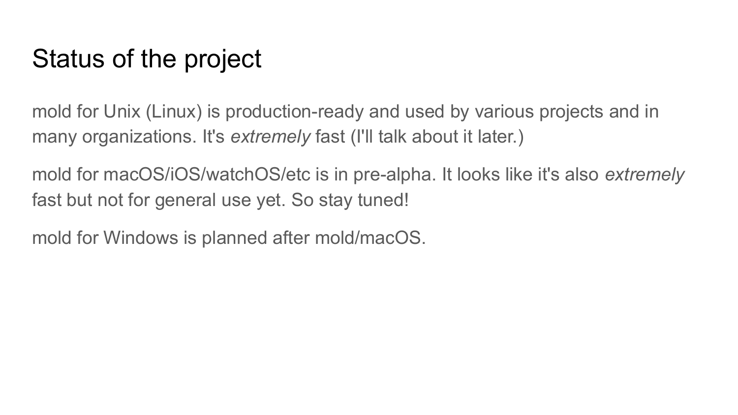# Status of the project

mold for Unix (Linux) is production-ready and used by various projects and in many organizations. It's *extremely* fast (I'll talk about it later.)

mold for macOS/iOS/watchOS/etc is in pre-alpha. It looks like it's also *extremely* fast but not for general use yet. So stay tuned!

mold for Windows is planned after mold/macOS.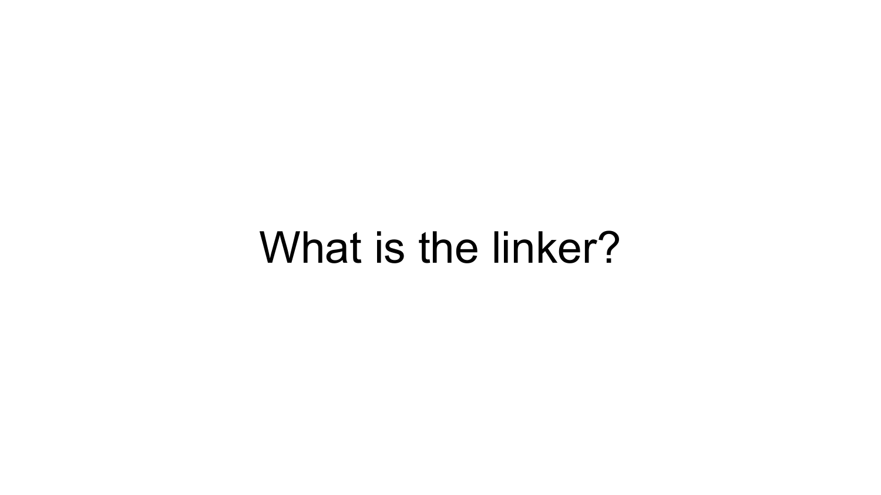# What is the linker?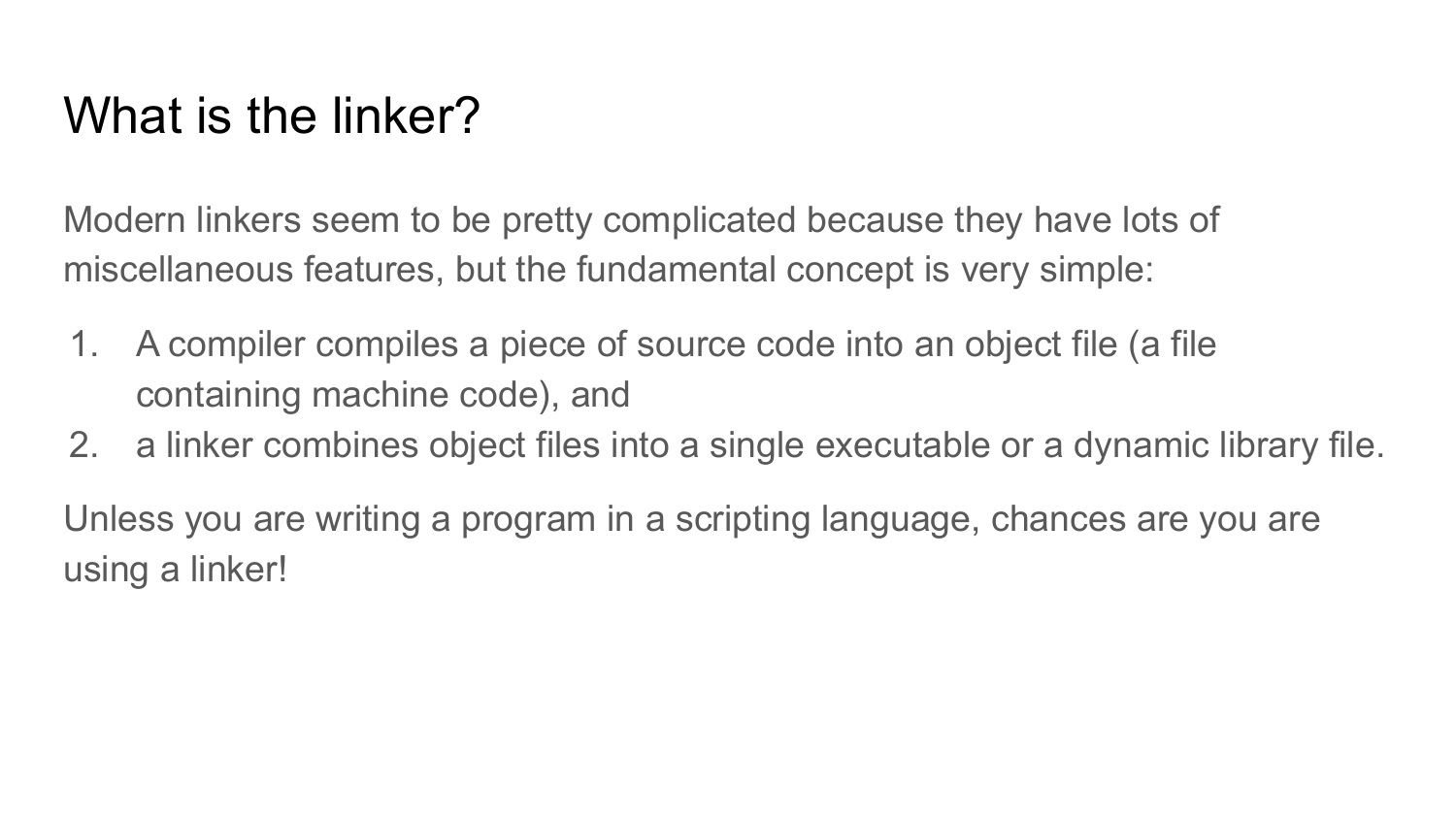# What is the linker?

Modern linkers seem to be pretty complicated because they have lots of miscellaneous features, but the fundamental concept is very simple:

1. A compiler compiles a piece of source code into an object file (a file containing machine code), and
2. a linker combines object files into a single executable or a dynamic library file.

Unless you are writing a program in a scripting language, chances are you are using a linker!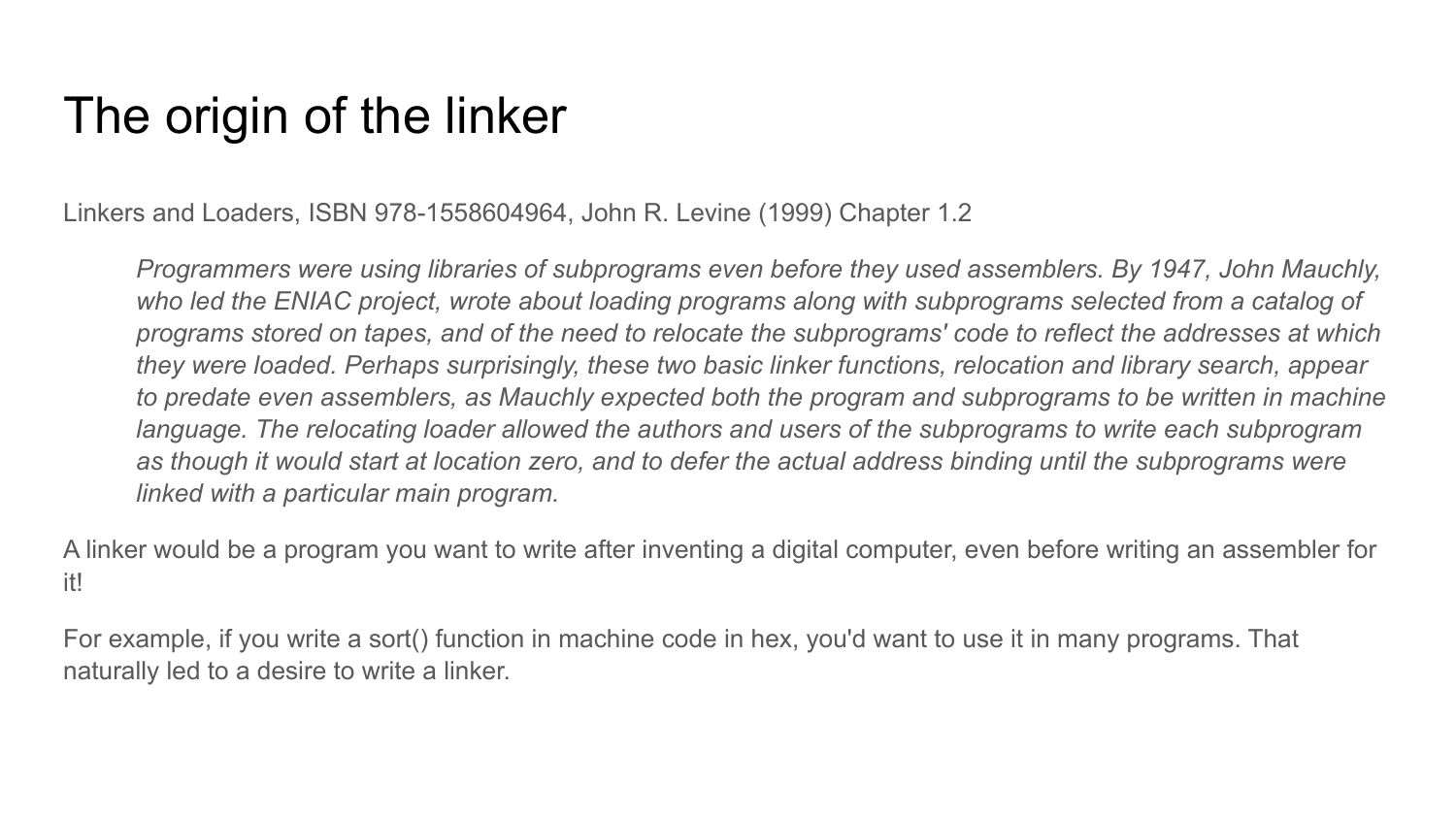# The origin of the linker

Linkers and Loaders, ISBN 978-1558604964, John R. Levine (1999) Chapter 1.2

> *Programmers were using libraries of subprograms even before they used assemblers. By 1947, John Mauchly, who led the ENIAC project, wrote about loading programs along with subprograms selected from a catalog of programs stored on tapes, and of the need to relocate the subprograms' code to reflect the addresses at which they were loaded. Perhaps surprisingly, these two basic linker functions, relocation and library search, appear to predate even assemblers, as Mauchly expected both the program and subprograms to be written in machine language. The relocating loader allowed the authors and users of the subprograms to write each subprogram as though it would start at location zero, and to defer the actual address binding until the subprograms were linked with a particular main program.*

A linker would be a program you want to write after inventing a digital computer, even before writing an assembler for it!

For example, if you write a sort() function in machine code in hex, you'd want to use it in many programs. That naturally led to a desire to write a linker.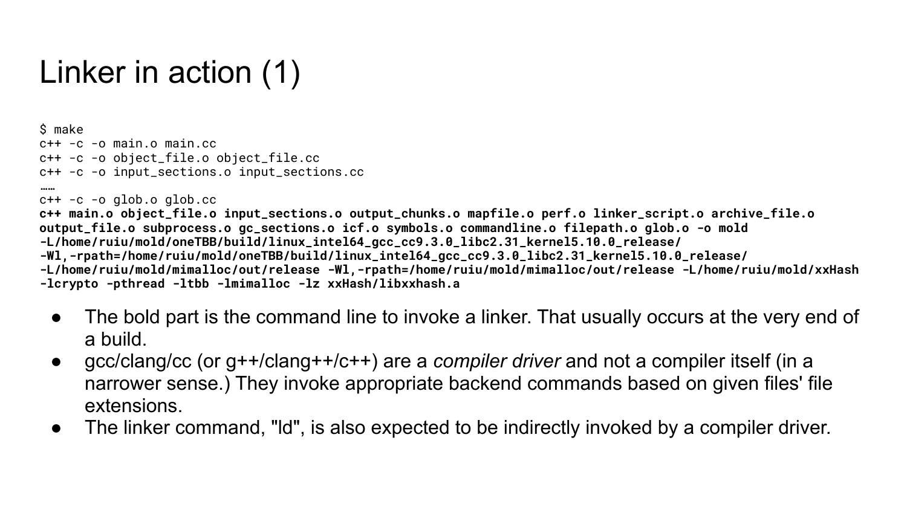# Linker in action (1)

```
$ make
c++ -c -o main.o main.cc
c++ -c -o object_file.o object_file.cc
c++ -c -o input_sections.o input_sections.cc
……
c++ -c -o glob.o glob.cc
c++ main.o object_file.o input_sections.o output_chunks.o mapfile.o perf.o linker_script.o archive_file.o
output_file.o subprocess.o gc_sections.o icf.o symbols.o commandline.o filepath.o glob.o -o mold
-L/home/ruiu/mold/oneTBB/build/linux_intel64_gcc_cc9.3.0_libc2.31_kernel5.10.0_release/
-Wl,-rpath=/home/ruiu/mold/oneTBB/build/linux_intel64_gcc_cc9.3.0_libc2.31_kernel5.10.0_release/
-L/home/ruiu/mold/mimalloc/out/release -Wl,-rpath=/home/ruiu/mold/mimalloc/out/release -L/home/ruiu/mold/xxHash
-lcrypto -pthread -ltbb -lmimalloc -lz xxHash/libxxhash.a
```

- The bold part is the command line to invoke a linker. That usually occurs at the very end of a build.
- gcc/clang/cc (or g++/clang++/c++) are a *compiler driver* and not a compiler itself (in a narrower sense.) They invoke appropriate backend commands based on given files' file extensions.
- The linker command, "ld", is also expected to be indirectly invoked by a compiler driver.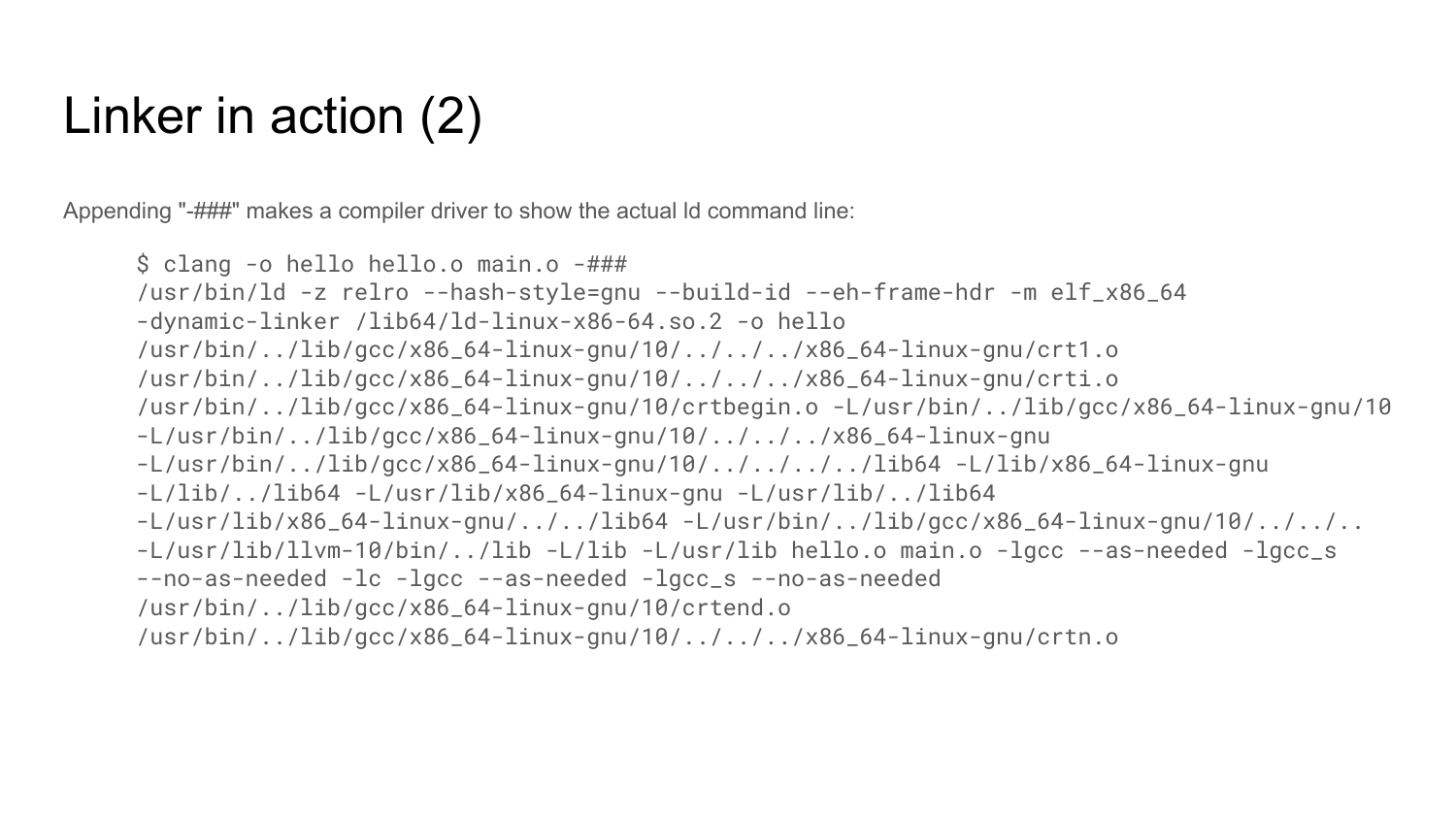# Linker in action (2)

Appending "-###" makes a compiler driver to show the actual ld command line:

```
$ clang -o hello hello.o main.o -###
/usr/bin/ld -z relro --hash-style=gnu --build-id --eh-frame-hdr -m elf_x86_64
-dynamic-linker /lib64/ld-linux-x86-64.so.2 -o hello
/usr/bin/../lib/gcc/x86_64-linux-gnu/10/../../../x86_64-linux-gnu/crt1.o
/usr/bin/../lib/gcc/x86_64-linux-gnu/10/../../../x86_64-linux-gnu/crti.o
/usr/bin/../lib/gcc/x86_64-linux-gnu/10/crtbegin.o -L/usr/bin/../lib/gcc/x86_64-linux-gnu/10
-L/usr/bin/../lib/gcc/x86_64-linux-gnu/10/../../../x86_64-linux-gnu
-L/usr/bin/../lib/gcc/x86_64-linux-gnu/10/../../../../lib64 -L/lib/x86_64-linux-gnu
-L/lib/../lib64 -L/usr/lib/x86_64-linux-gnu -L/usr/lib/../lib64
-L/usr/lib/x86_64-linux-gnu/../../lib64 -L/usr/bin/../lib/gcc/x86_64-linux-gnu/10/../../..
-L/usr/lib/llvm-10/bin/../lib -L/lib -L/usr/lib hello.o main.o -lgcc --as-needed -lgcc_s
--no-as-needed -lc -lgcc --as-needed -lgcc_s --no-as-needed
/usr/bin/../lib/gcc/x86_64-linux-gnu/10/crtend.o
/usr/bin/../lib/gcc/x86_64-linux-gnu/10/../../../x86_64-linux-gnu/crtn.o
```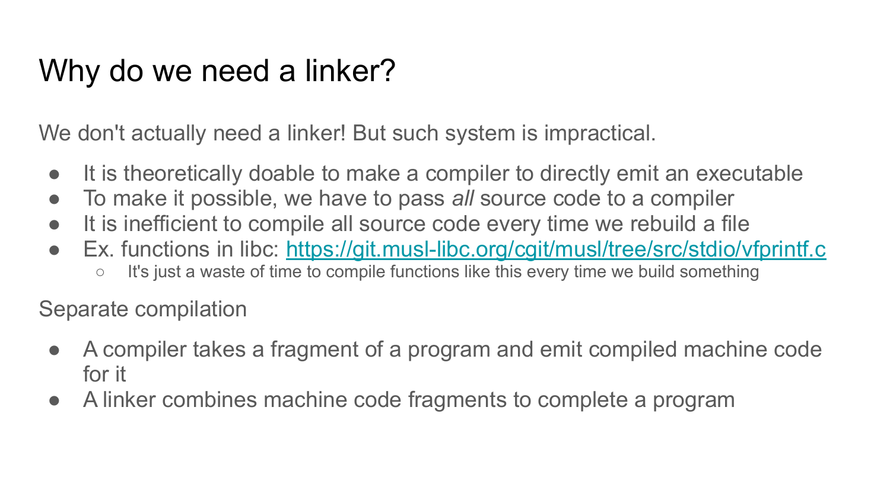# Why do we need a linker?

We don't actually need a linker! But such system is impractical.

- It is theoretically doable to make a compiler to directly emit an executable
- To make it possible, we have to pass *all* source code to a compiler
- It is inefficient to compile all source code every time we rebuild a file
- Ex. functions in libc: [https://git.musl-libc.org/cgit/musl/tree/src/stdio/vfprintf.c](https://git.musl-libc.org/cgit/musl/tree/src/stdio/vfprintf.c)
  - It's just a waste of time to compile functions like this every time we build something

Separate compilation

- A compiler takes a fragment of a program and emit compiled machine code for it
- A linker combines machine code fragments to complete a program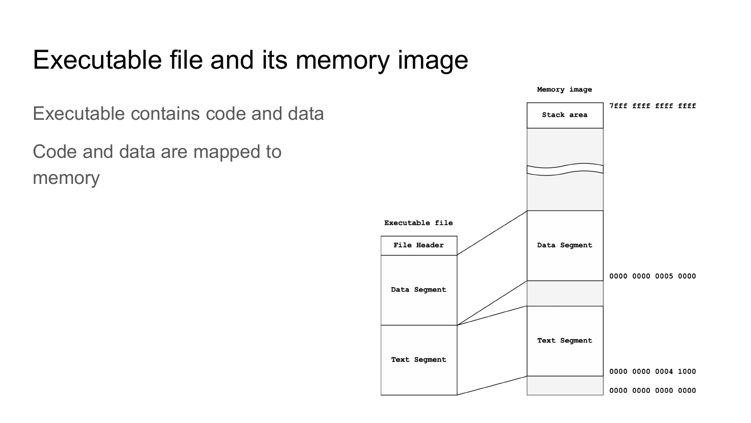# Executable file and its memory image

Executable contains code and data

Code and data are mapped to memory

**Executable file**

| File Header |
| --- |
| Data Segment |
| Text Segment |

**Memory image**

| Region | Address |
| --- | --- |
| Stack area | 7fff ffff ffff ffff |
| | |
| Data Segment | |
| | 0000 0000 0005 0000 |
| Text Segment | |
| | 0000 0000 0004 1000 |
| | 0000 0000 0000 0000 |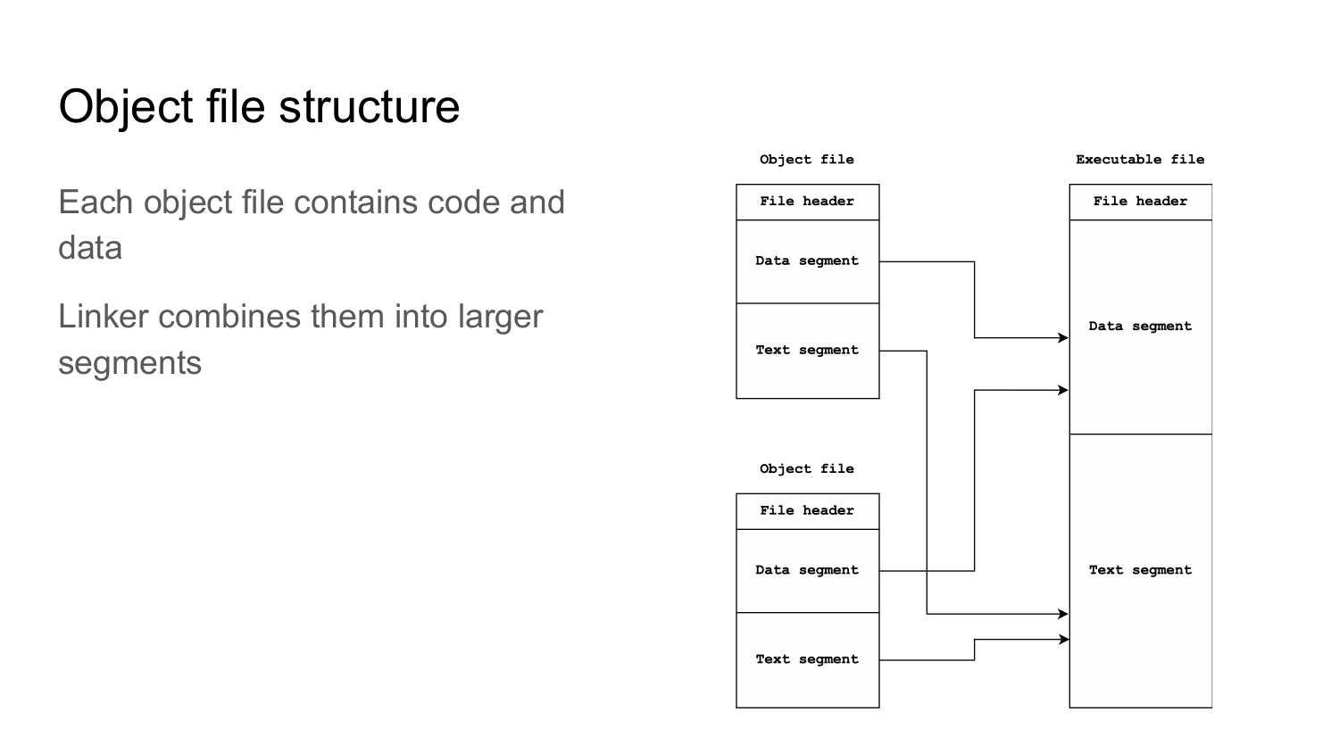# Object file structure

Each object file contains code and data

Linker combines them into larger segments

Object file

| File header |
| --- |
| Data segment |
| Text segment |

Object file

| File header |
| --- |
| Data segment |
| Text segment |

Executable file

| File header |
| --- |
| Data segment |
| Text segment |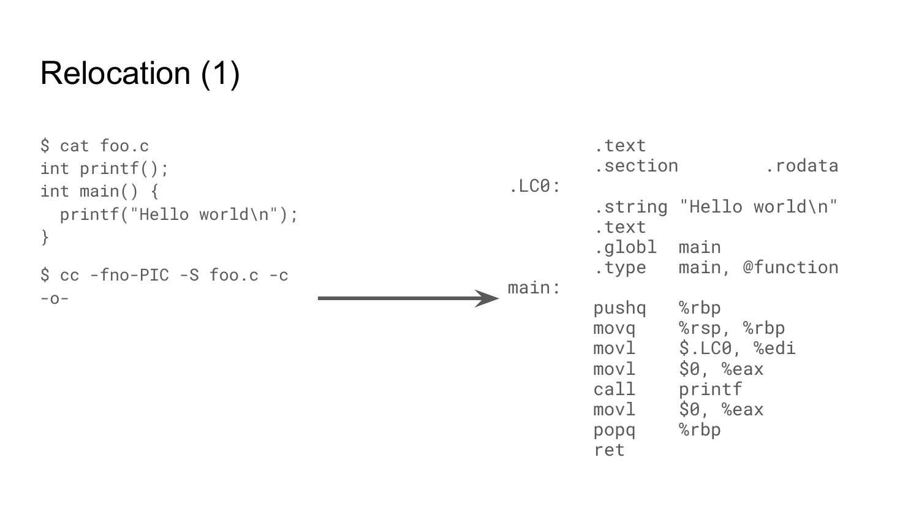# Relocation (1)

```
$ cat foo.c
int printf();
int main() {
  printf("Hello world\n");
}

$ cc -fno-PIC -S foo.c -c
-o-
```

→

```
        .text
        .section        .rodata
.LC0:
        .string "Hello world\n"
        .text
        .globl  main
        .type   main, @function
main:
        pushq   %rbp
        movq    %rsp, %rbp
        movl    $.LC0, %edi
        movl    $0, %eax
        call    printf
        movl    $0, %eax
        popq    %rbp
        ret
```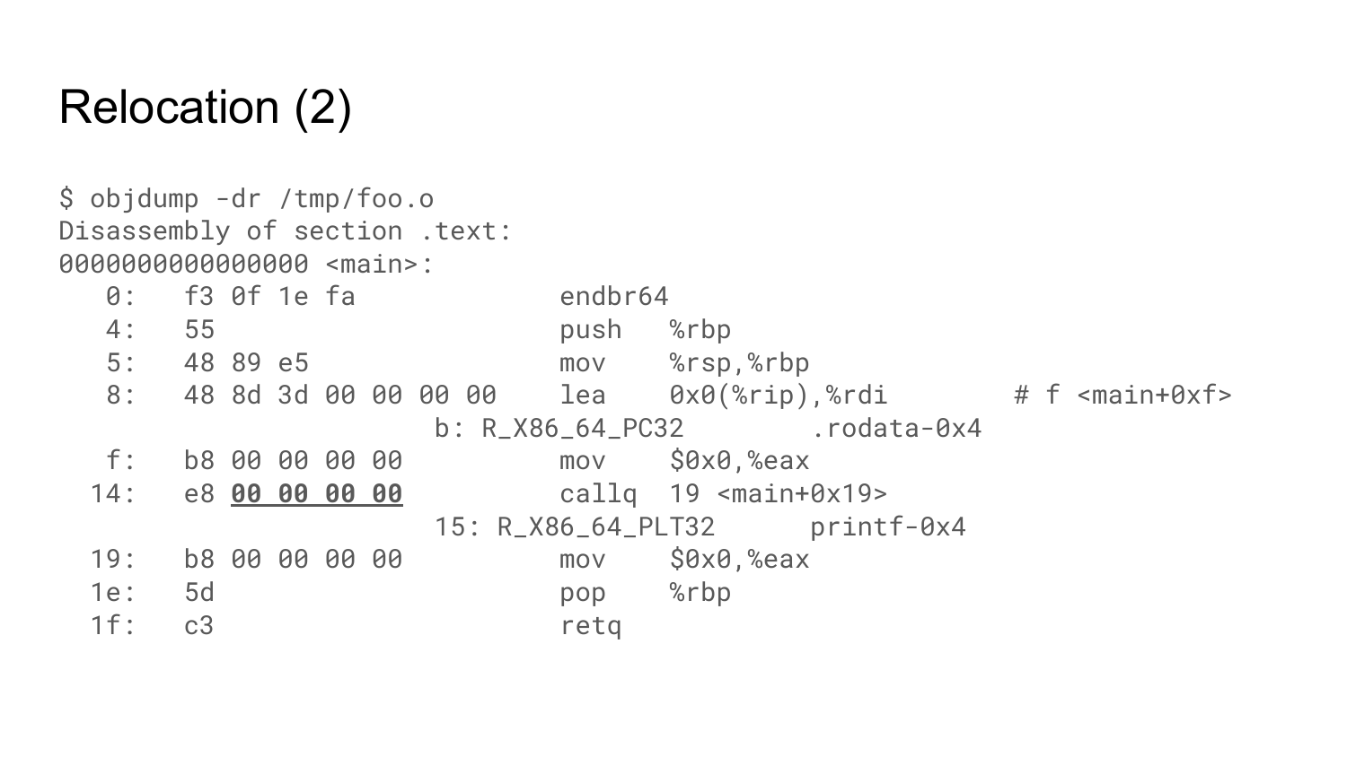# Relocation (2)

```
$ objdump -dr /tmp/foo.o
Disassembly of section .text:
0000000000000000 <main>:
   0:   f3 0f 1e fa             endbr64
   4:   55                      push   %rbp
   5:   48 89 e5                mov    %rsp,%rbp
   8:   48 8d 3d 00 00 00 00    lea    0x0(%rip),%rdi        # f <main+0xf>
                        b: R_X86_64_PC32        .rodata-0x4
   f:   b8 00 00 00 00          mov    $0x0,%eax
  14:   e8 00 00 00 00          callq  19 <main+0x19>
                        15: R_X86_64_PLT32      printf-0x4
  19:   b8 00 00 00 00          mov    $0x0,%eax
  1e:   5d                      pop    %rbp
  1f:   c3                      retq
```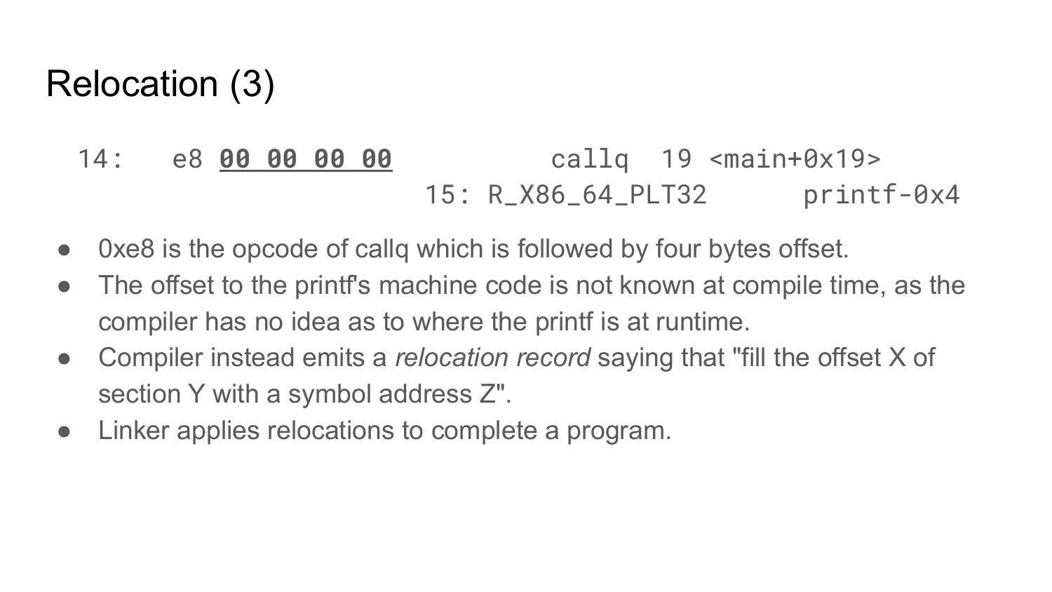# Relocation (3)

```
14:   e8 00 00 00 00          callq  19 <main+0x19>
                    15: R_X86_64_PLT32      printf-0x4
```

- 0xe8 is the opcode of callq which is followed by four bytes offset.
- The offset to the printf's machine code is not known at compile time, as the compiler has no idea as to where the printf is at runtime.
- Compiler instead emits a *relocation record* saying that "fill the offset X of section Y with a symbol address Z".
- Linker applies relocations to complete a program.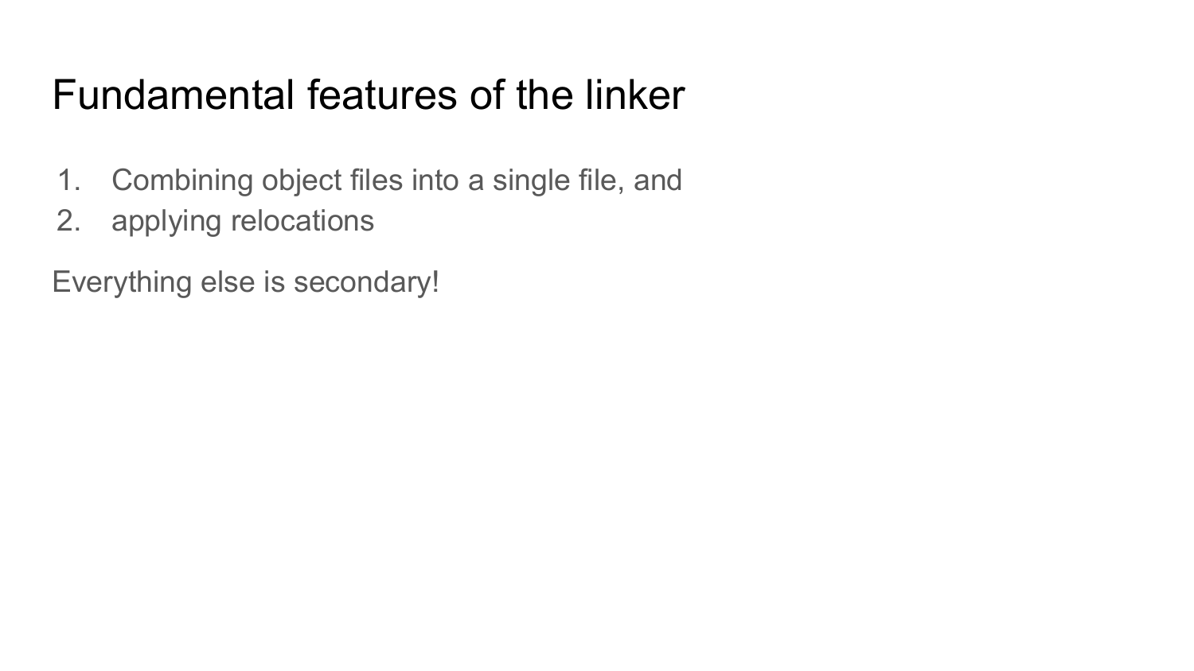# Fundamental features of the linker

1. Combining object files into a single file, and
2. applying relocations

Everything else is secondary!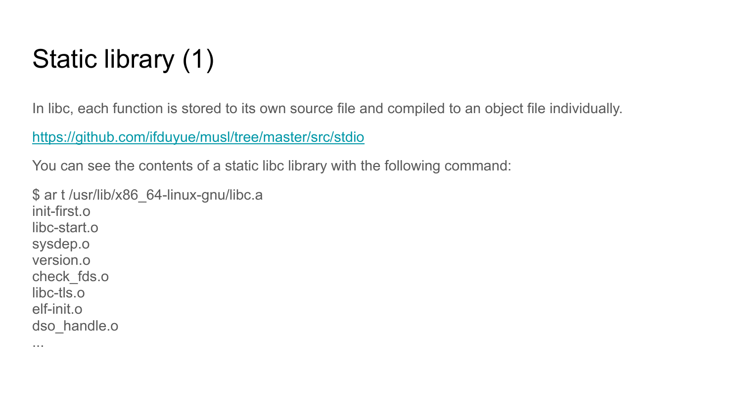# Static library (1)

In libc, each function is stored to its own source file and compiled to an object file individually.

[https://github.com/ifduyue/musl/tree/master/src/stdio](https://github.com/ifduyue/musl/tree/master/src/stdio)

You can see the contents of a static libc library with the following command:

```
$ ar t /usr/lib/x86_64-linux-gnu/libc.a
init-first.o
libc-start.o
sysdep.o
version.o
check_fds.o
libc-tls.o
elf-init.o
dso_handle.o
...
```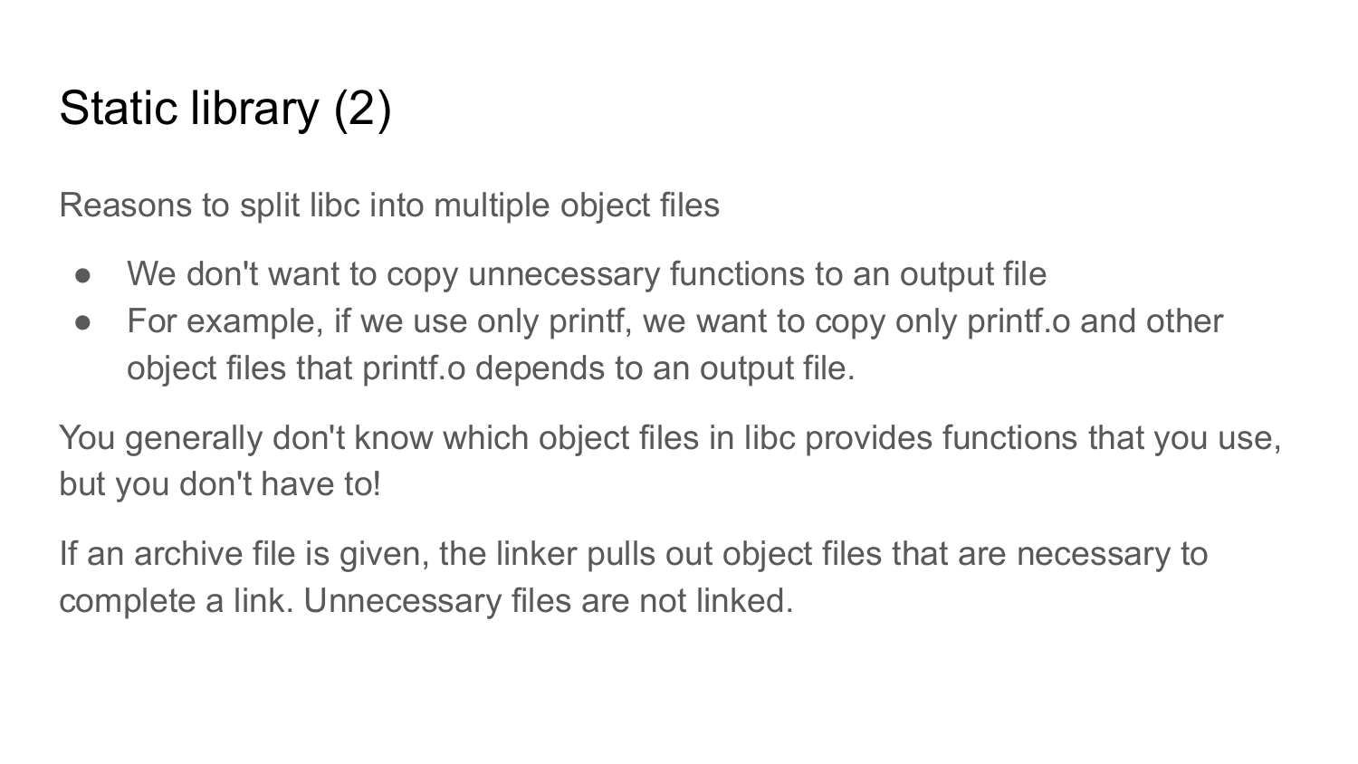# Static library (2)

Reasons to split libc into multiple object files

- We don't want to copy unnecessary functions to an output file
- For example, if we use only printf, we want to copy only printf.o and other object files that printf.o depends to an output file.

You generally don't know which object files in libc provides functions that you use, but you don't have to!

If an archive file is given, the linker pulls out object files that are necessary to complete a link. Unnecessary files are not linked.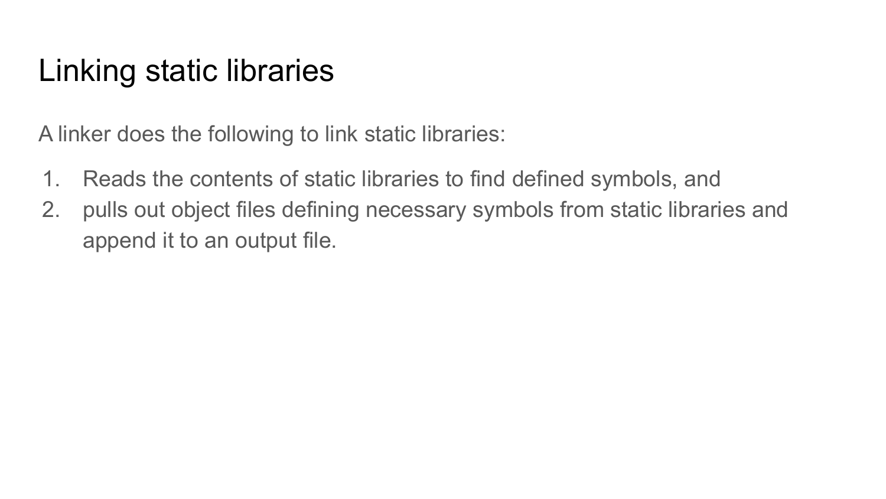# Linking static libraries

A linker does the following to link static libraries:

1. Reads the contents of static libraries to find defined symbols, and
2. pulls out object files defining necessary symbols from static libraries and append it to an output file.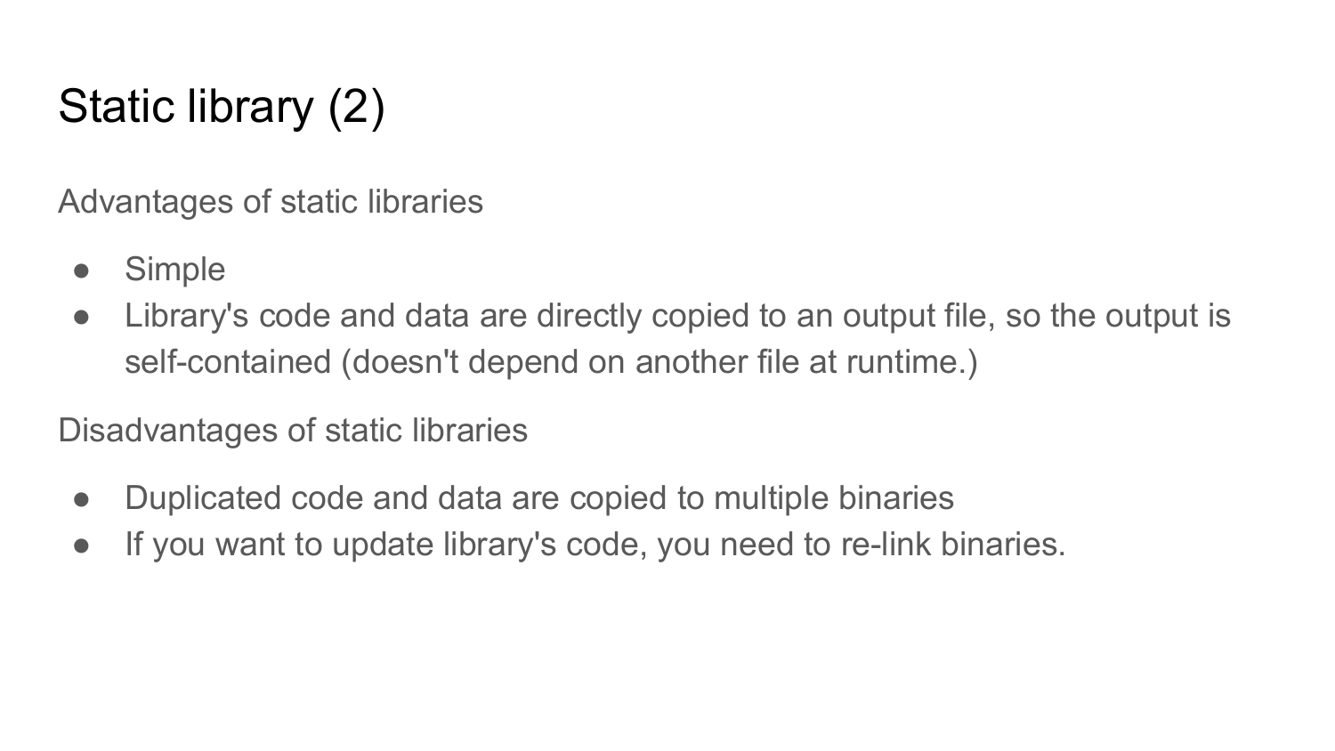# Static library (2)

Advantages of static libraries

- Simple
- Library's code and data are directly copied to an output file, so the output is self-contained (doesn't depend on another file at runtime.)

Disadvantages of static libraries

- Duplicated code and data are copied to multiple binaries
- If you want to update library's code, you need to re-link binaries.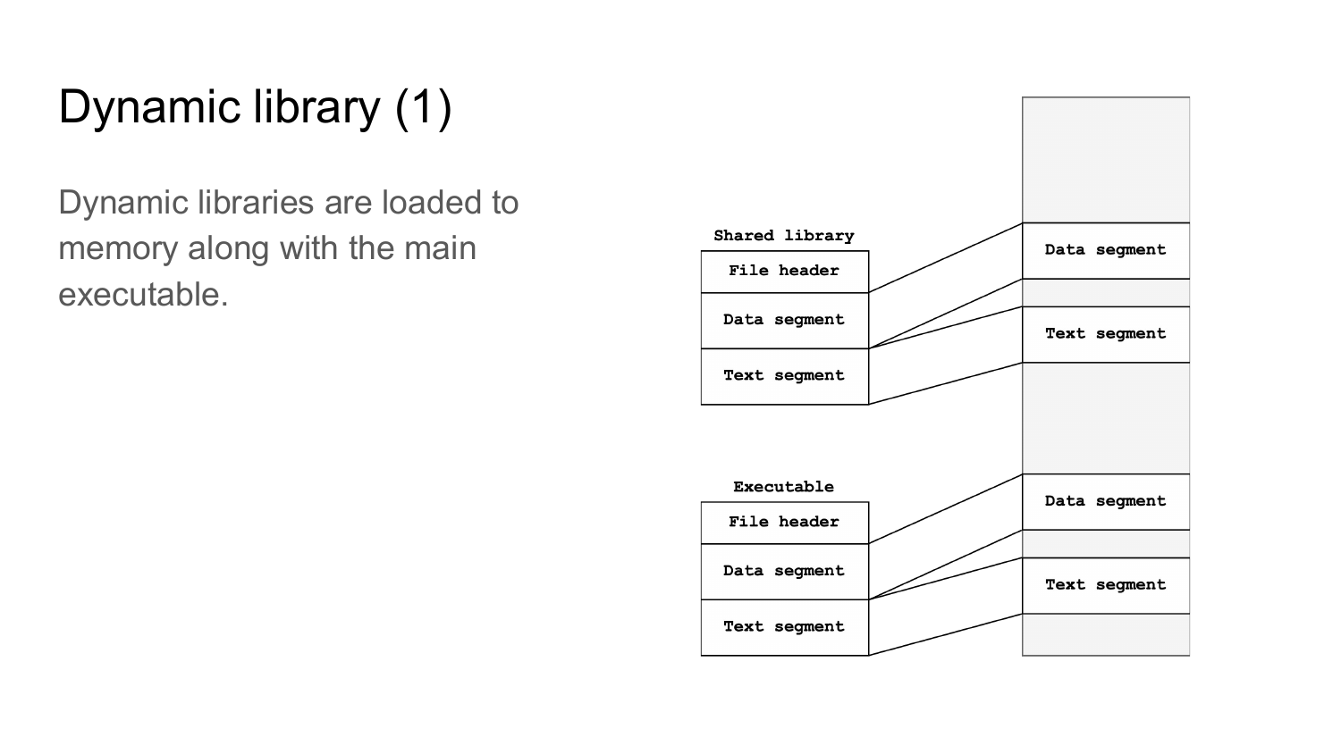# Dynamic library (1)

Dynamic libraries are loaded to memory along with the main executable.

Shared library

File header

Data segment

Text segment

Executable

File header

Data segment

Text segment

Data segment

Text segment

Data segment

Text segment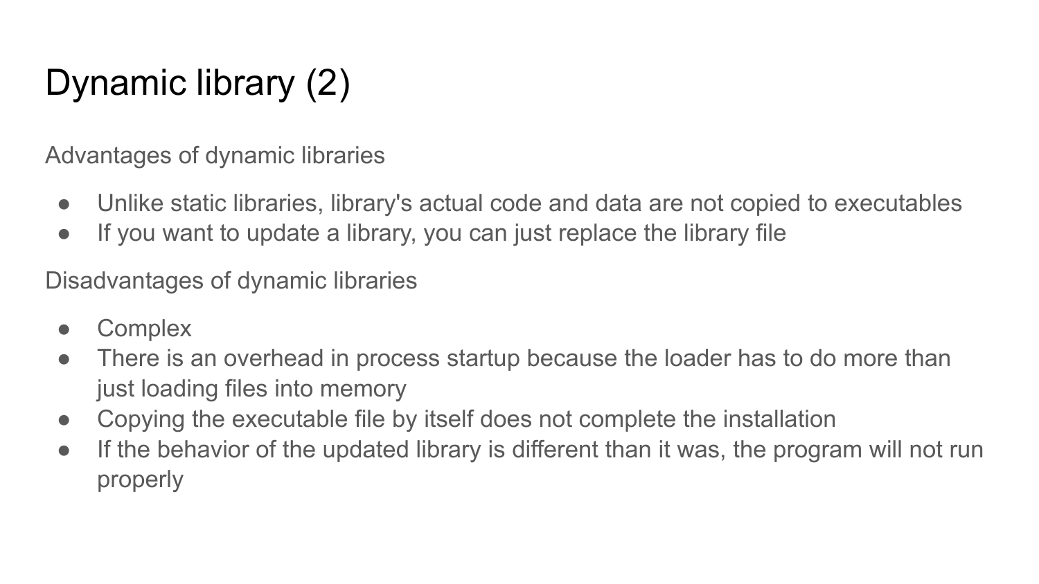# Dynamic library (2)

Advantages of dynamic libraries

- Unlike static libraries, library's actual code and data are not copied to executables
- If you want to update a library, you can just replace the library file

Disadvantages of dynamic libraries

- Complex
- There is an overhead in process startup because the loader has to do more than just loading files into memory
- Copying the executable file by itself does not complete the installation
- If the behavior of the updated library is different than it was, the program will not run properly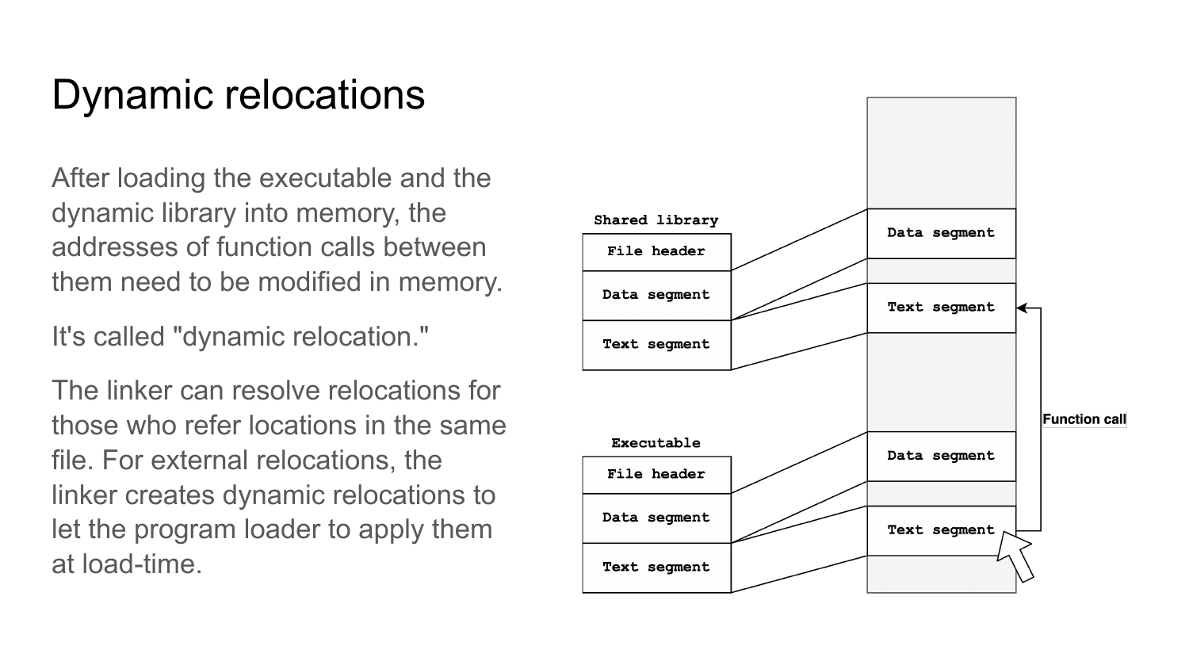# Dynamic relocations

After loading the executable and the dynamic library into memory, the addresses of function calls between them need to be modified in memory.

It's called "dynamic relocation."

The linker can resolve relocations for those who refer locations in the same file. For external relocations, the linker creates dynamic relocations to let the program loader to apply them at load-time.

Shared library

- File header
- Data segment
- Text segment

Executable

- File header
- Data segment
- Text segment

Data segment

Text segment

Data segment

Text segment

Function call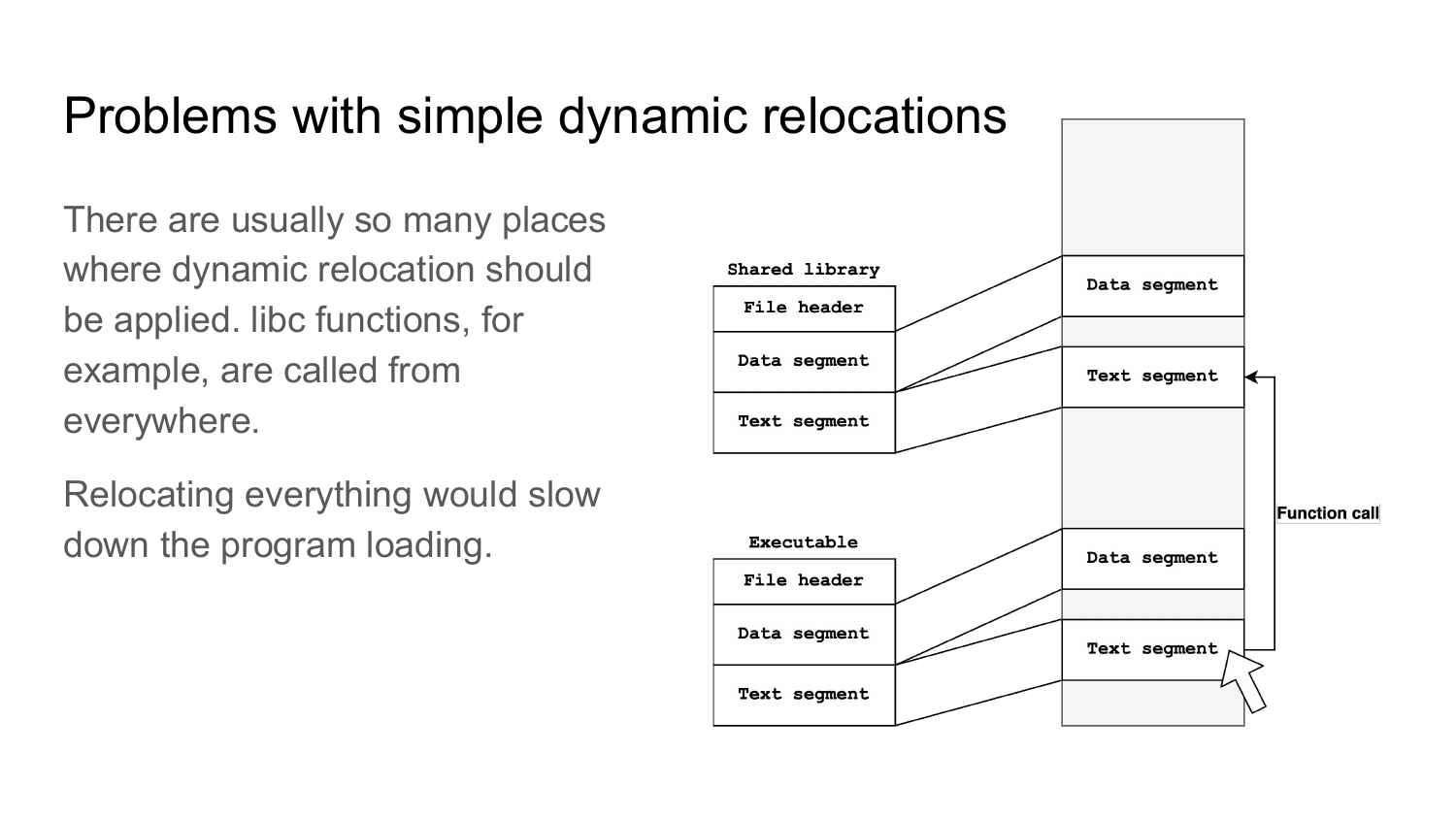# Problems with simple dynamic relocations

There are usually so many places where dynamic relocation should be applied. libc functions, for example, are called from everywhere.

Relocating everything would slow down the program loading.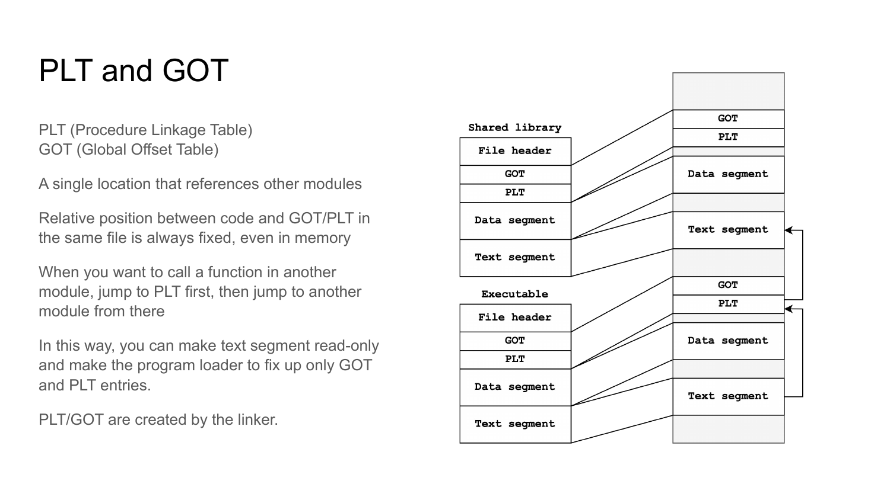# PLT and GOT

PLT (Procedure Linkage Table)
GOT (Global Offset Table)

A single location that references other modules

Relative position between code and GOT/PLT in the same file is always fixed, even in memory

When you want to call a function in another module, jump to PLT first, then jump to another module from there

In this way, you can make text segment read-only and make the program loader to fix up only GOT and PLT entries.

PLT/GOT are created by the linker.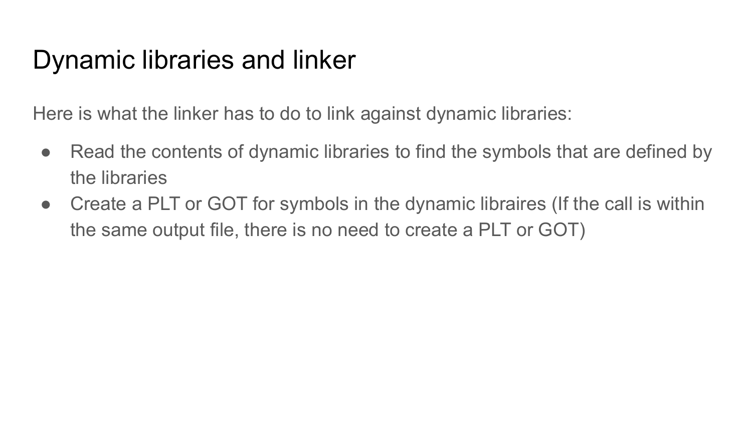# Dynamic libraries and linker

Here is what the linker has to do to link against dynamic libraries:

- Read the contents of dynamic libraries to find the symbols that are defined by the libraries
- Create a PLT or GOT for symbols in the dynamic libraires (If the call is within the same output file, there is no need to create a PLT or GOT)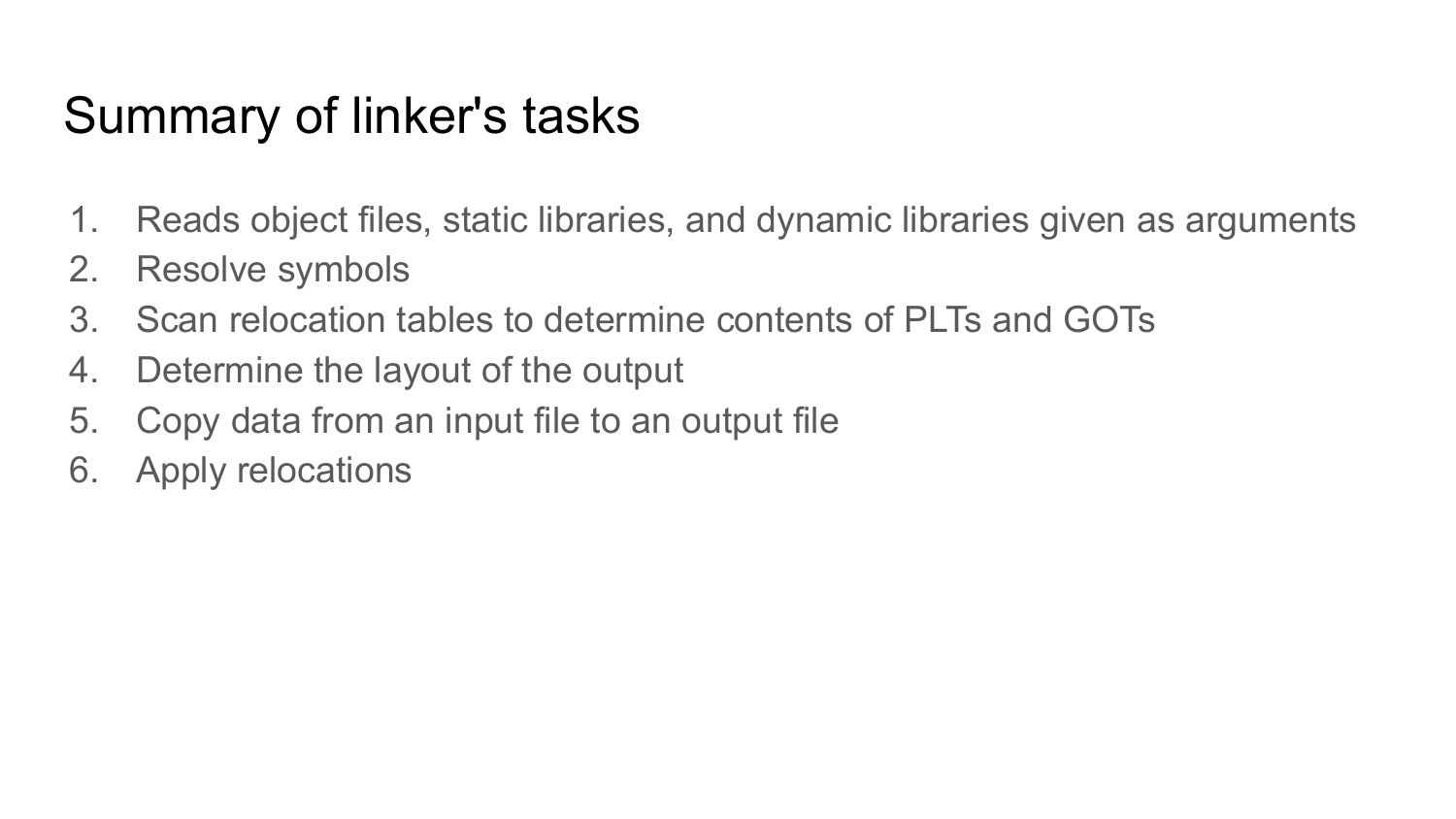# Summary of linker's tasks

1. Reads object files, static libraries, and dynamic libraries given as arguments
2. Resolve symbols
3. Scan relocation tables to determine contents of PLTs and GOTs
4. Determine the layout of the output
5. Copy data from an input file to an output file
6. Apply relocations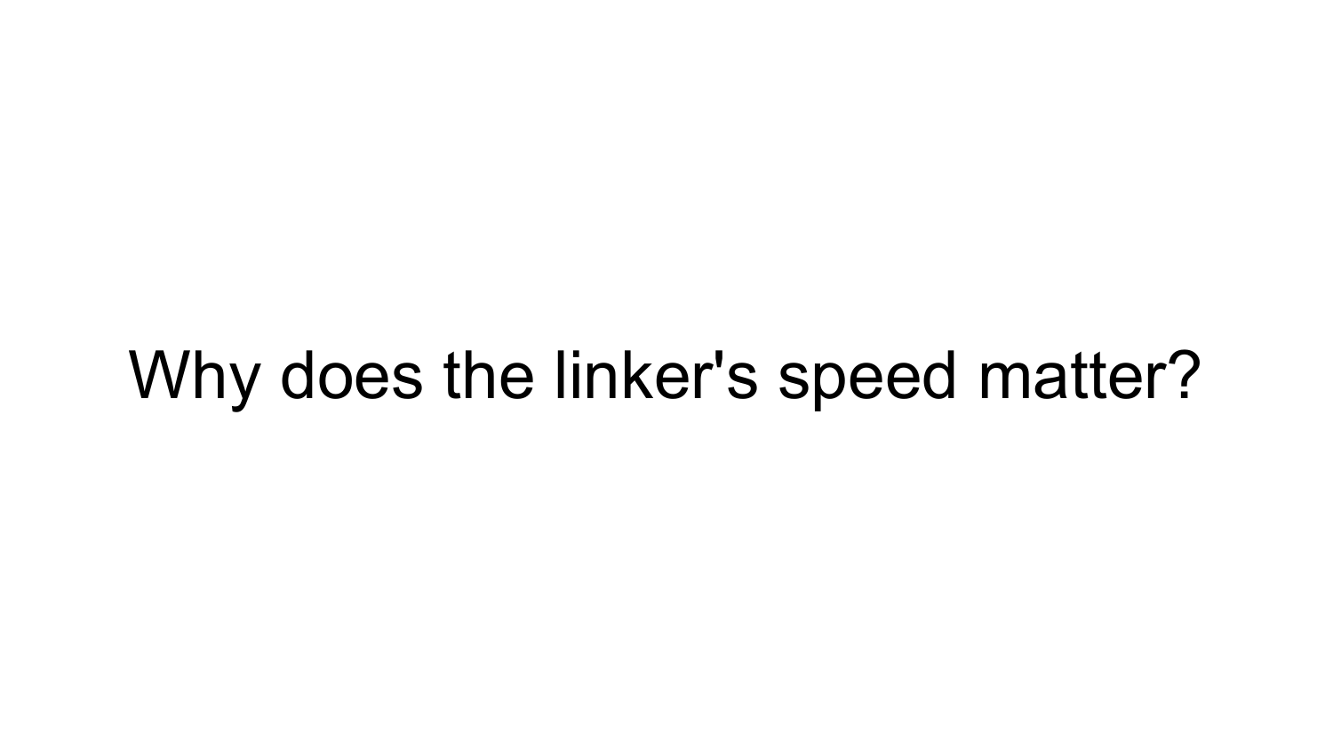# Why does the linker's speed matter?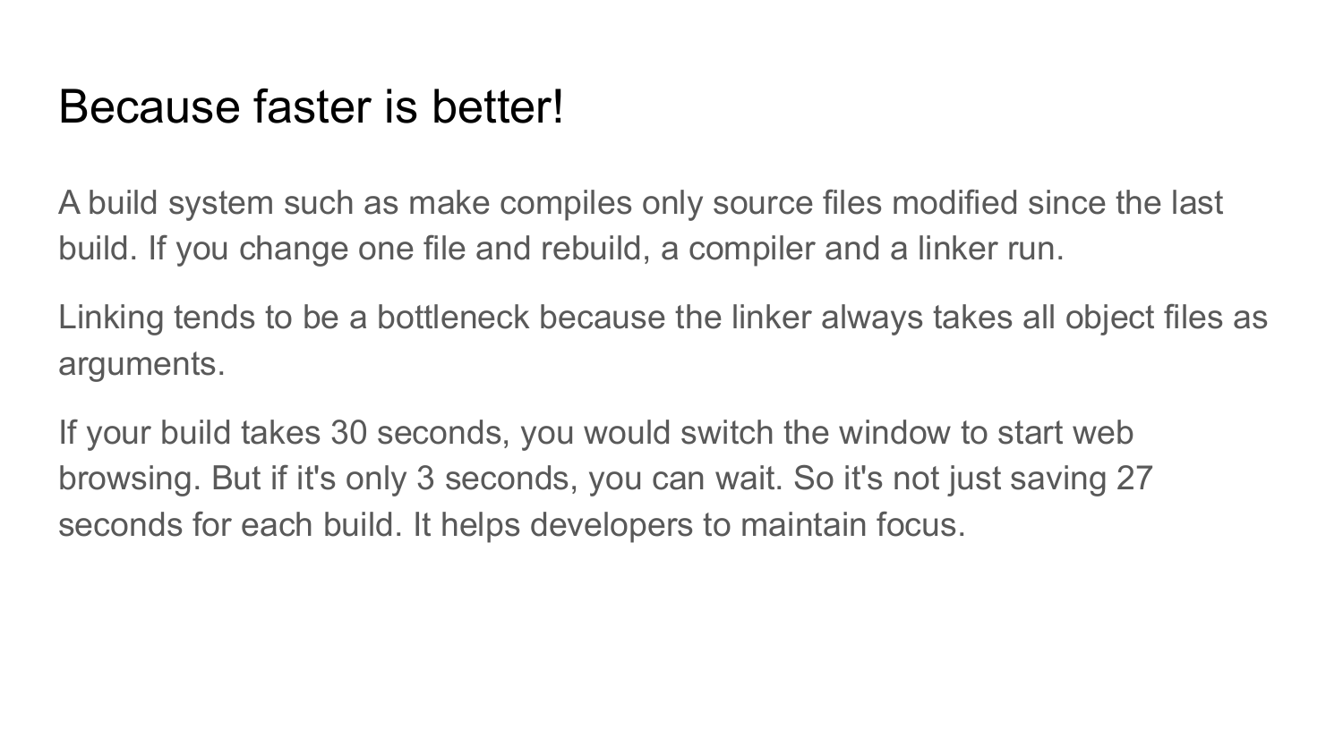# Because faster is better!

A build system such as make compiles only source files modified since the last build. If you change one file and rebuild, a compiler and a linker run.

Linking tends to be a bottleneck because the linker always takes all object files as arguments.

If your build takes 30 seconds, you would switch the window to start web browsing. But if it's only 3 seconds, you can wait. So it's not just saving 27 seconds for each build. It helps developers to maintain focus.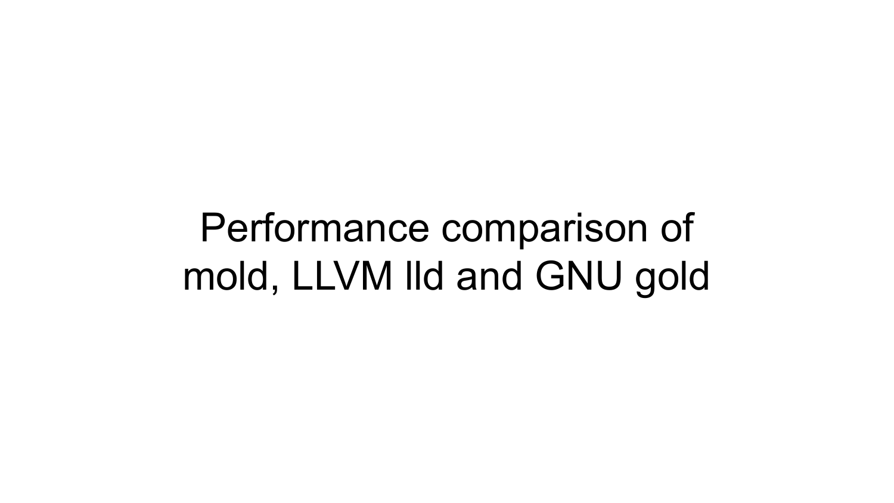# Performance comparison of mold, LLVM lld and GNU gold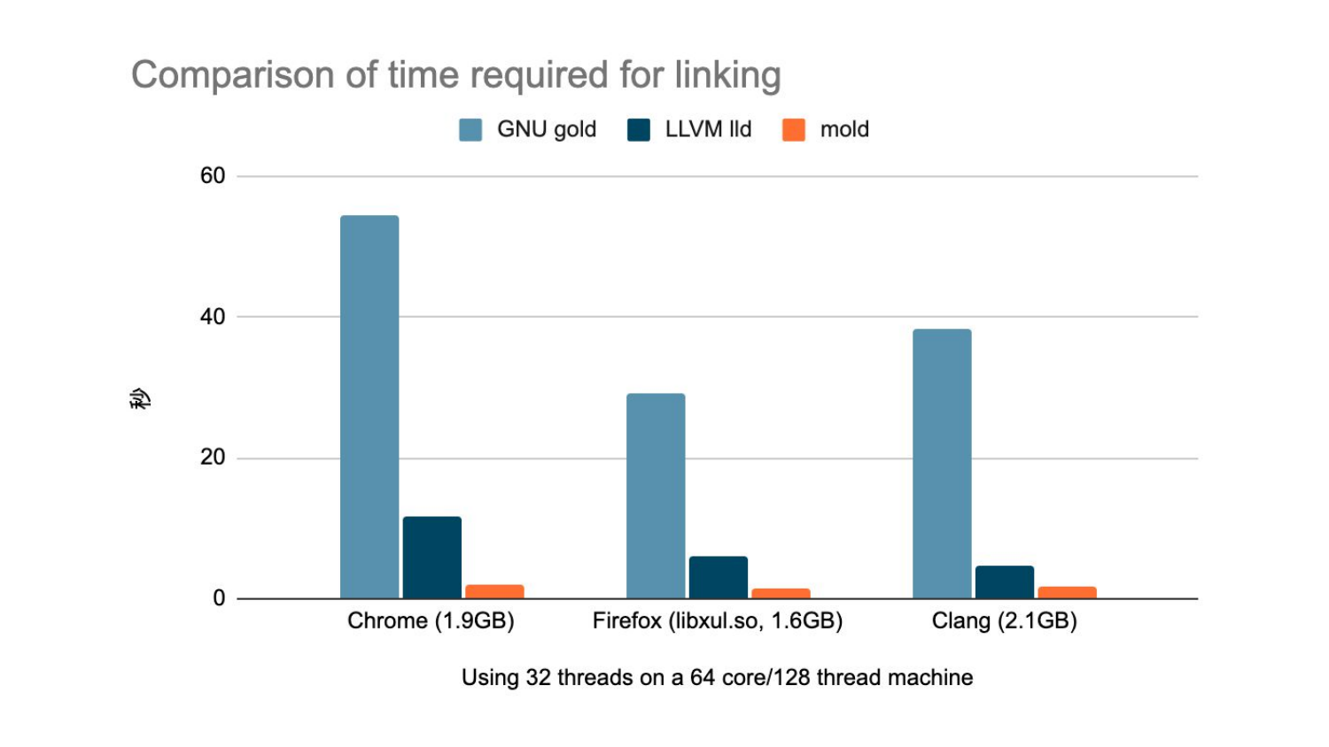# Comparison of time required for linking

GNU gold | LLVM lld | mold

秒

Chrome (1.9GB) | Firefox (libxul.so, 1.6GB) | Clang (2.1GB)

Using 32 threads on a 64 core/128 thread machine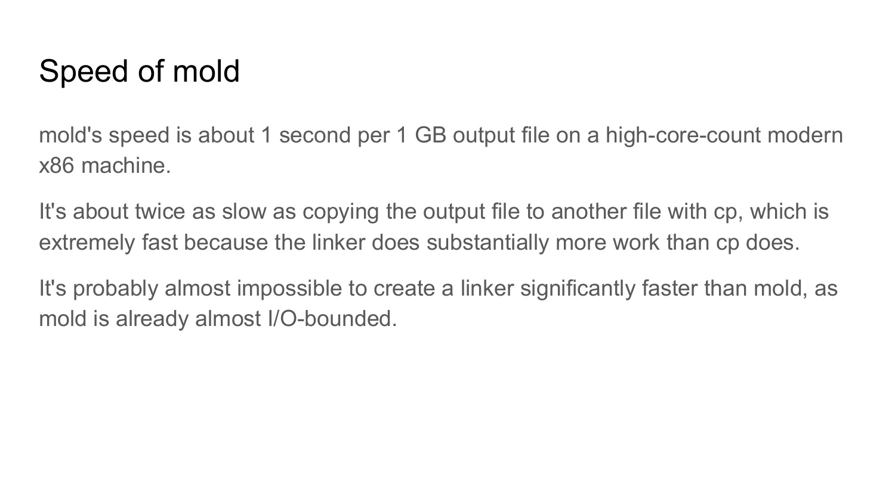# Speed of mold

mold's speed is about 1 second per 1 GB output file on a high-core-count modern x86 machine.

It's about twice as slow as copying the output file to another file with cp, which is extremely fast because the linker does substantially more work than cp does.

It's probably almost impossible to create a linker significantly faster than mold, as mold is already almost I/O-bounded.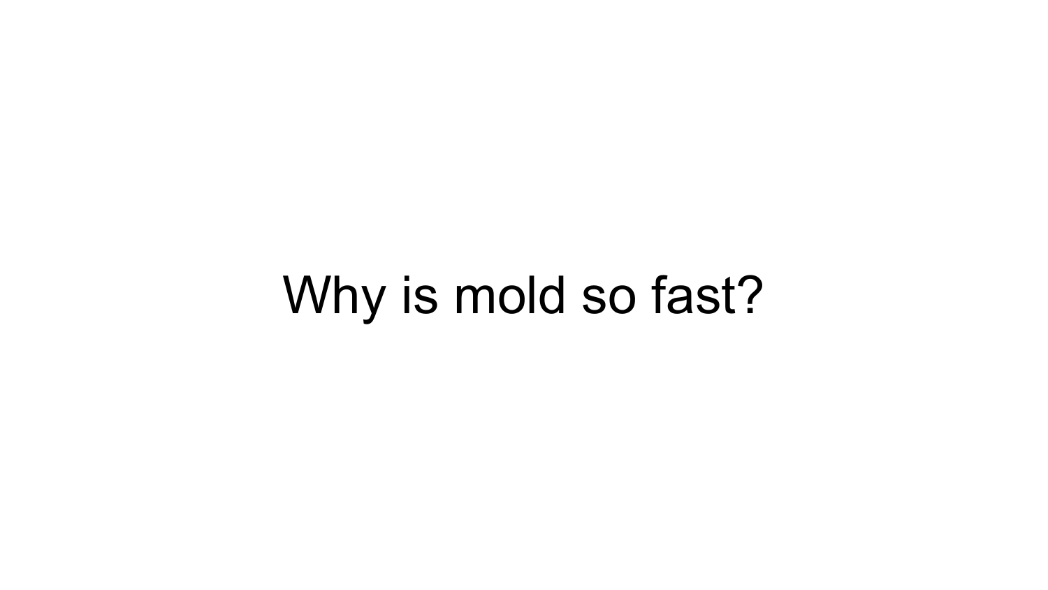# Why is mold so fast?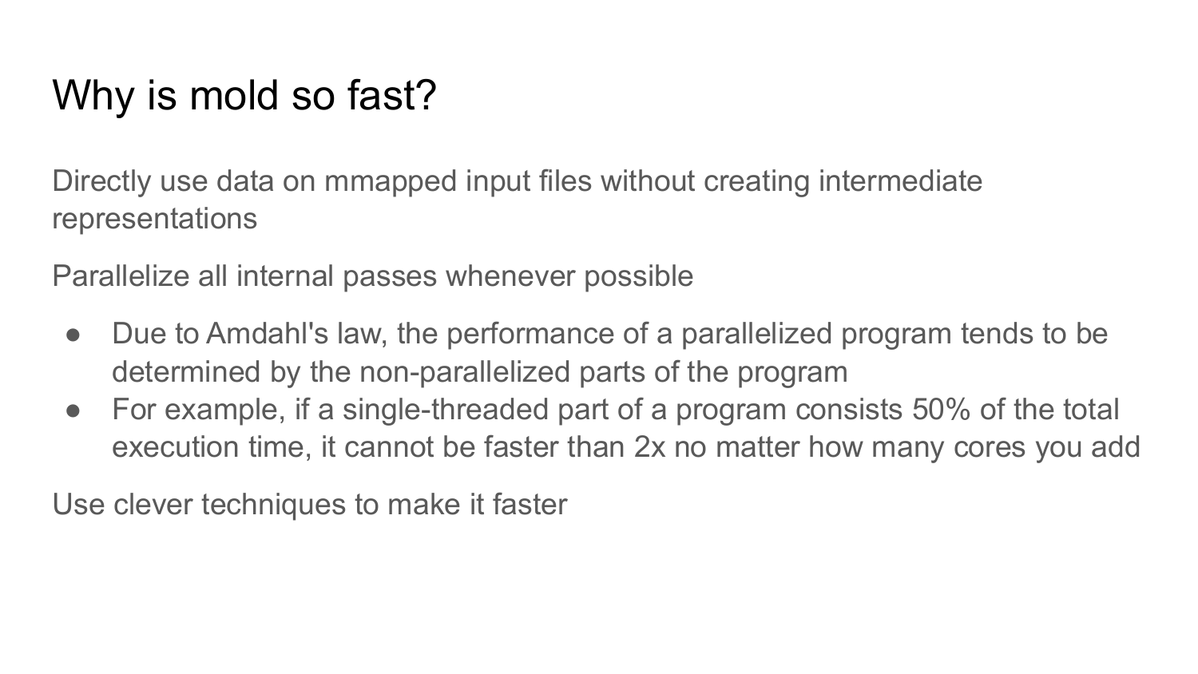# Why is mold so fast?

Directly use data on mmapped input files without creating intermediate representations

Parallelize all internal passes whenever possible

- Due to Amdahl's law, the performance of a parallelized program tends to be determined by the non-parallelized parts of the program
- For example, if a single-threaded part of a program consists 50% of the total execution time, it cannot be faster than 2x no matter how many cores you add

Use clever techniques to make it faster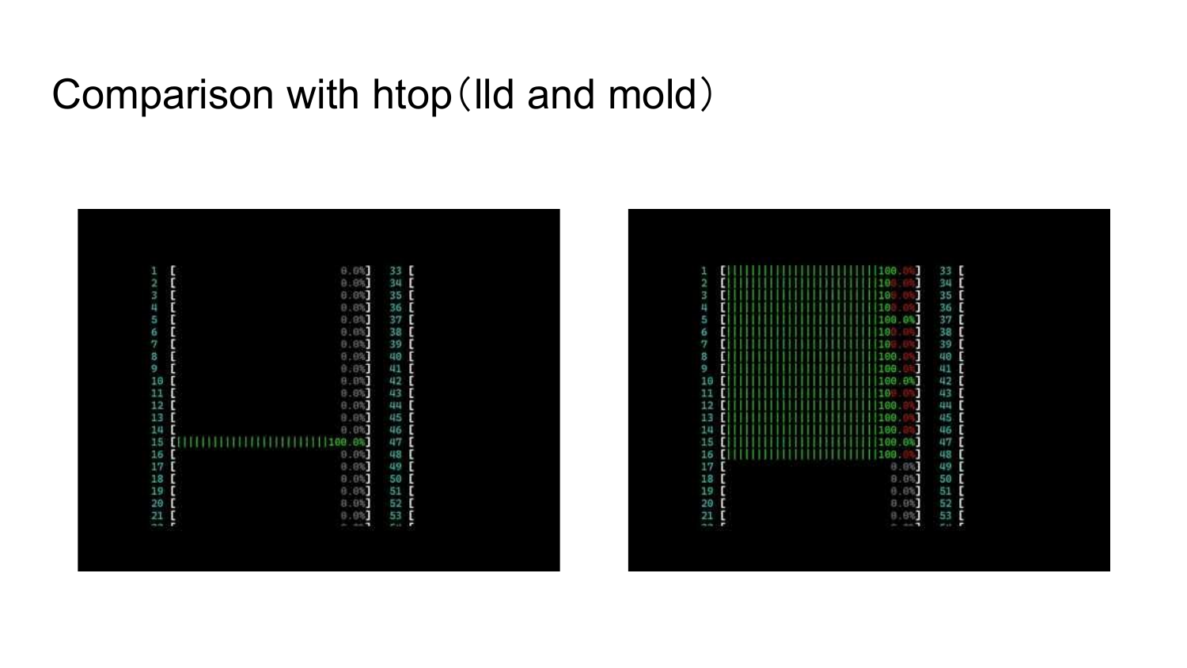# Comparison with htop（lld and mold）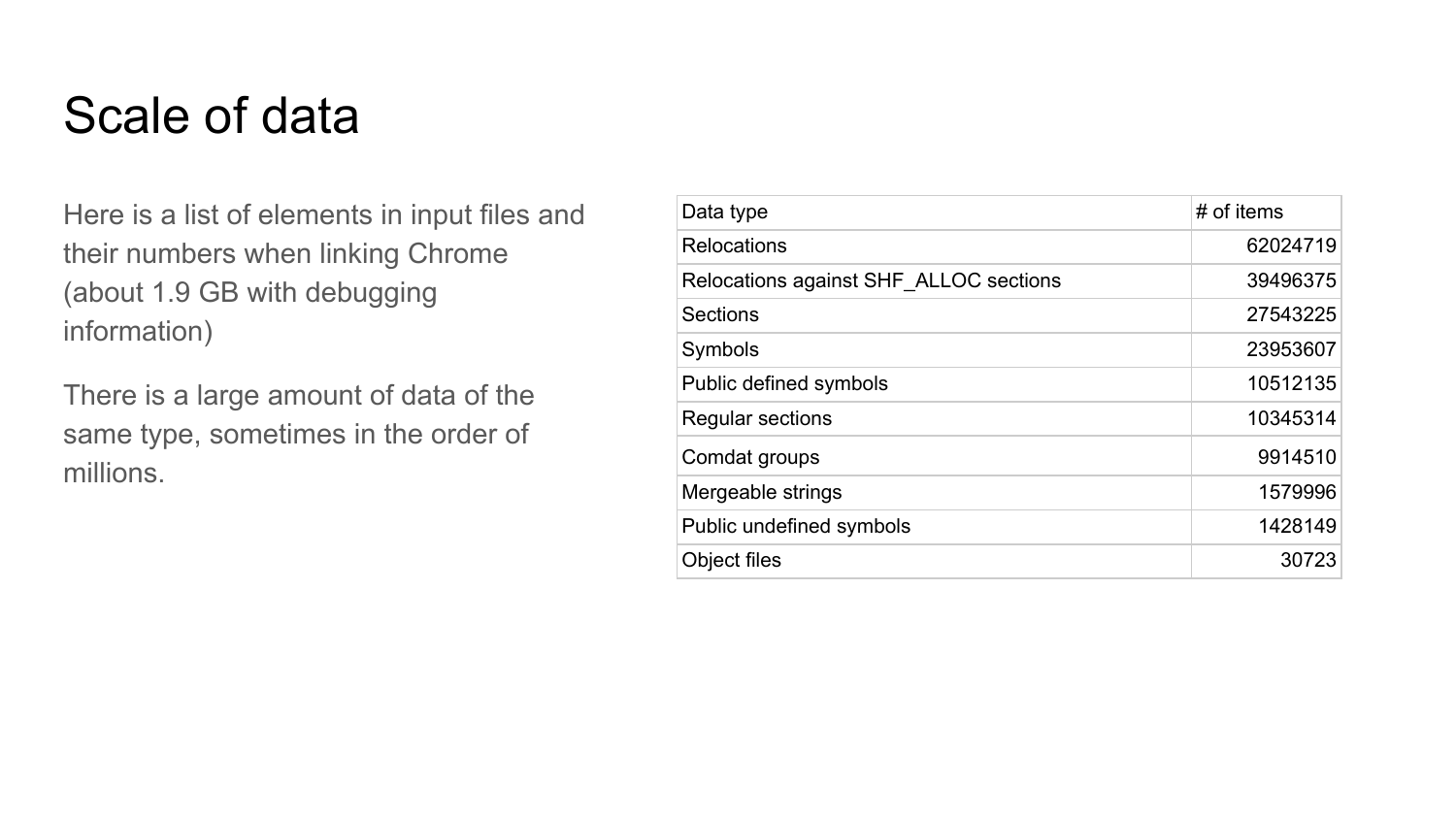# Scale of data

Here is a list of elements in input files and their numbers when linking Chrome (about 1.9 GB with debugging information)

There is a large amount of data of the same type, sometimes in the order of millions.

| Data type | # of items |
| --- | ---: |
| Relocations | 62024719 |
| Relocations against SHF_ALLOC sections | 39496375 |
| Sections | 27543225 |
| Symbols | 23953607 |
| Public defined symbols | 10512135 |
| Regular sections | 10345314 |
| Comdat groups | 9914510 |
| Mergeable strings | 1579996 |
| Public undefined symbols | 1428149 |
| Object files | 30723 |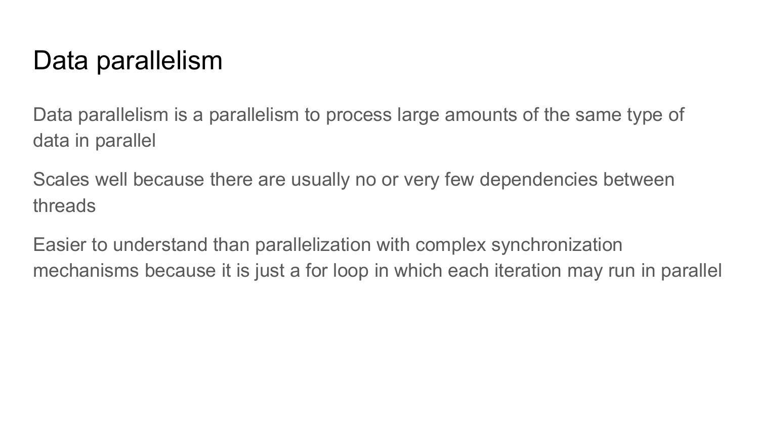# Data parallelism

Data parallelism is a parallelism to process large amounts of the same type of data in parallel

Scales well because there are usually no or very few dependencies between threads

Easier to understand than parallelization with complex synchronization mechanisms because it is just a for loop in which each iteration may run in parallel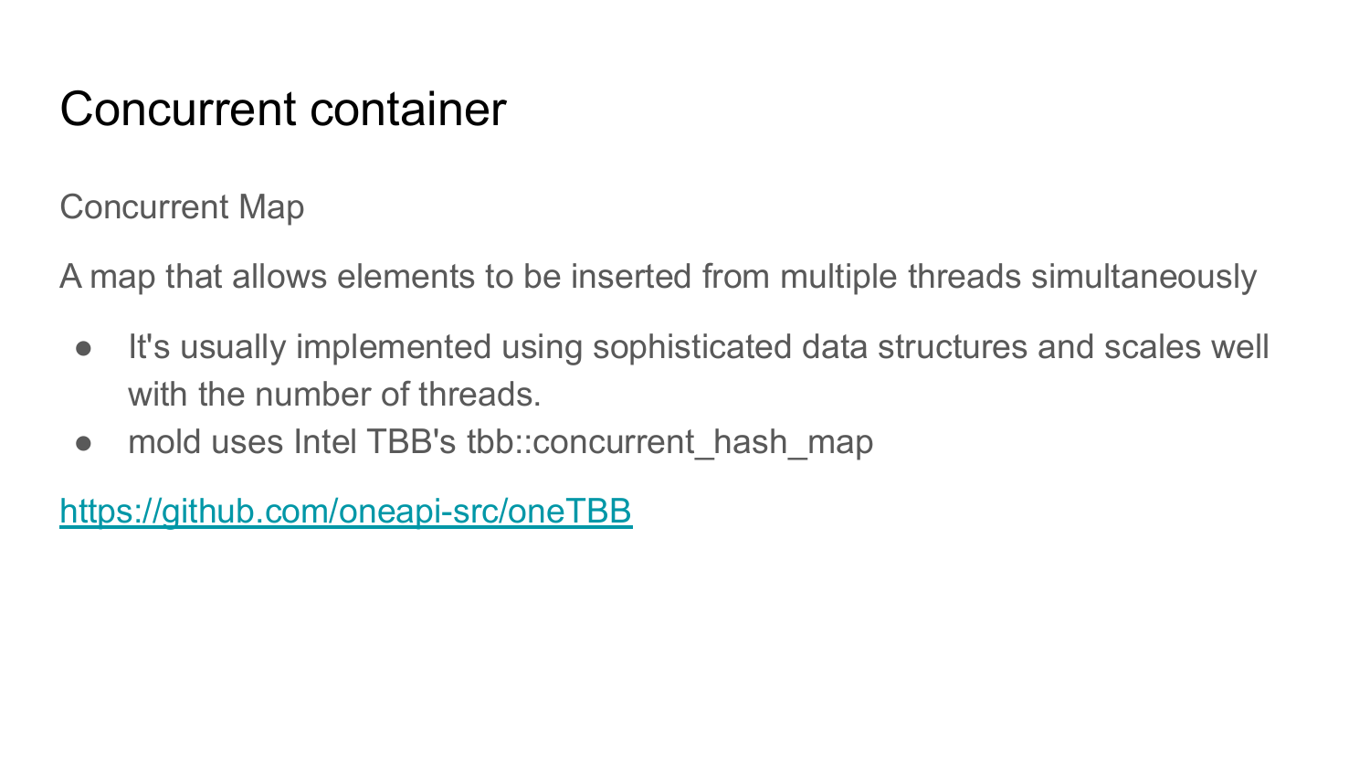# Concurrent container

Concurrent Map

A map that allows elements to be inserted from multiple threads simultaneously

- It's usually implemented using sophisticated data structures and scales well with the number of threads.
- mold uses Intel TBB's tbb::concurrent_hash_map

https://github.com/oneapi-src/oneTBB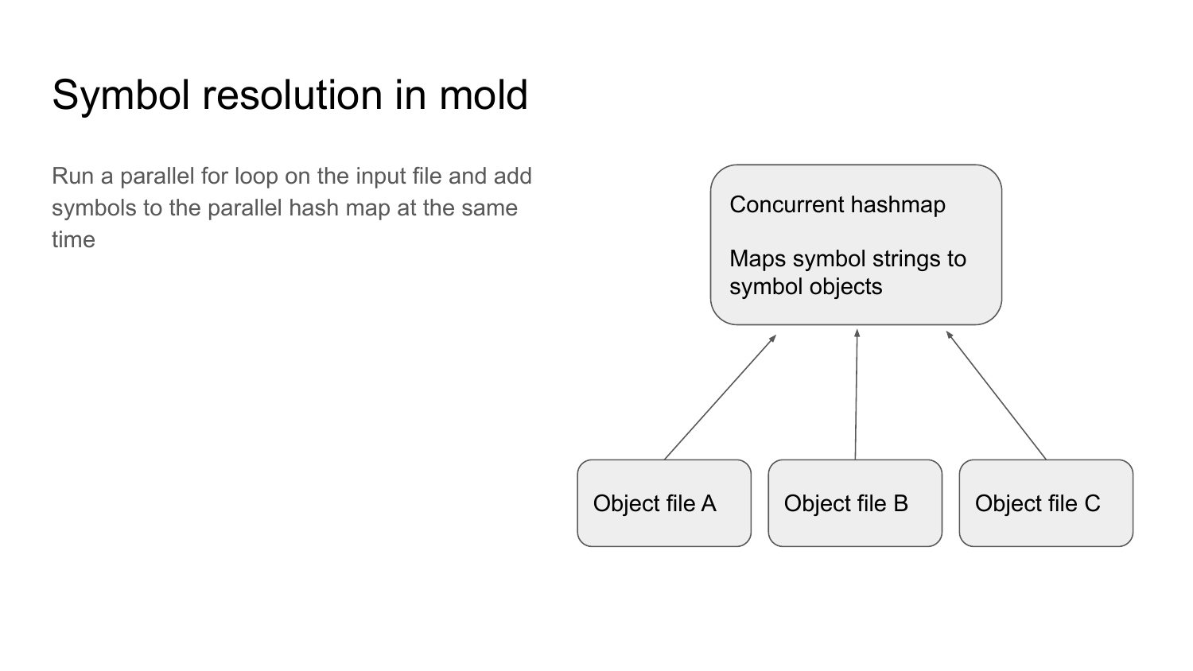# Symbol resolution in mold

Run a parallel for loop on the input file and add symbols to the parallel hash map at the same time

Concurrent hashmap

Maps symbol strings to symbol objects

Object file A

Object file B

Object file C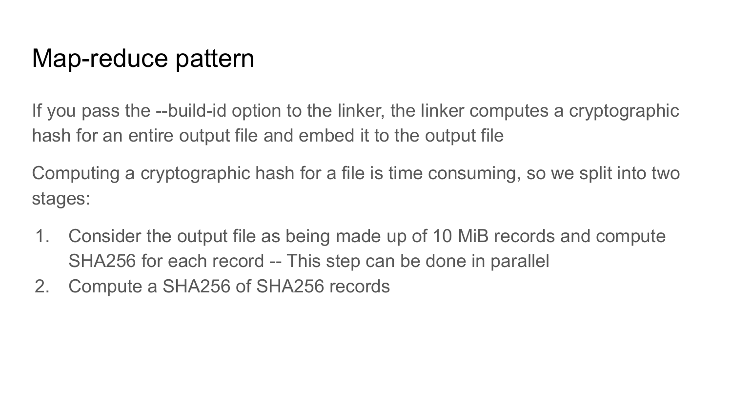# Map-reduce pattern

If you pass the --build-id option to the linker, the linker computes a cryptographic hash for an entire output file and embed it to the output file

Computing a cryptographic hash for a file is time consuming, so we split into two stages:

1. Consider the output file as being made up of 10 MiB records and compute SHA256 for each record -- This step can be done in parallel
2. Compute a SHA256 of SHA256 records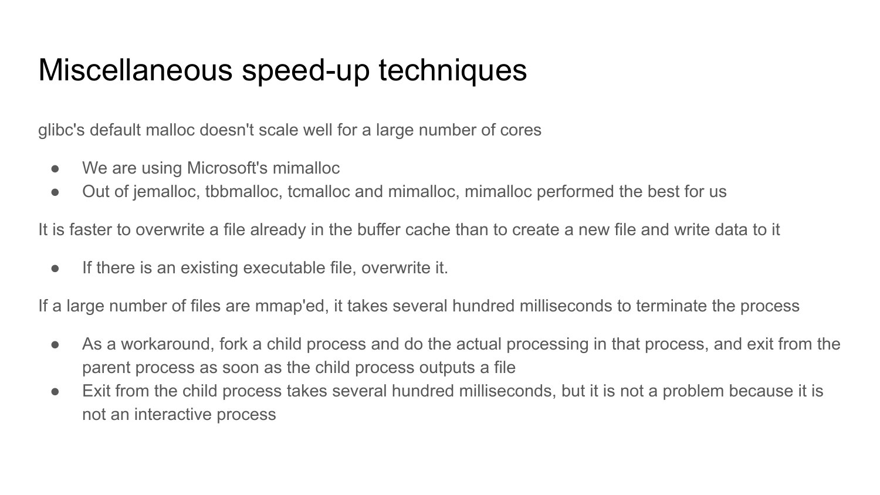# Miscellaneous speed-up techniques

glibc's default malloc doesn't scale well for a large number of cores

- We are using Microsoft's mimalloc
- Out of jemalloc, tbbmalloc, tcmalloc and mimalloc, mimalloc performed the best for us

It is faster to overwrite a file already in the buffer cache than to create a new file and write data to it

- If there is an existing executable file, overwrite it.

If a large number of files are mmap'ed, it takes several hundred milliseconds to terminate the process

- As a workaround, fork a child process and do the actual processing in that process, and exit from the parent process as soon as the child process outputs a file
- Exit from the child process takes several hundred milliseconds, but it is not a problem because it is not an interactive process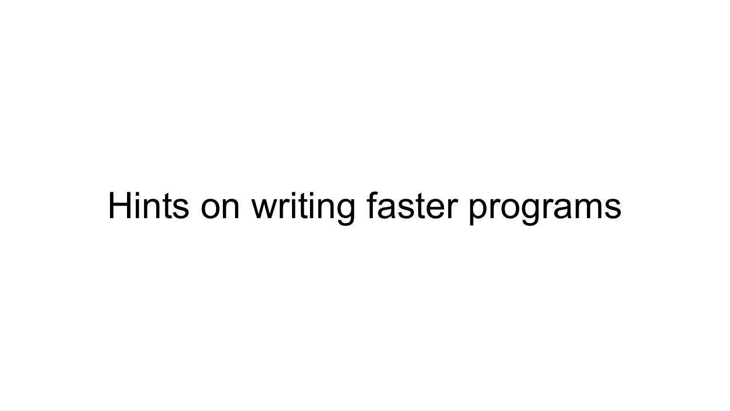# Hints on writing faster programs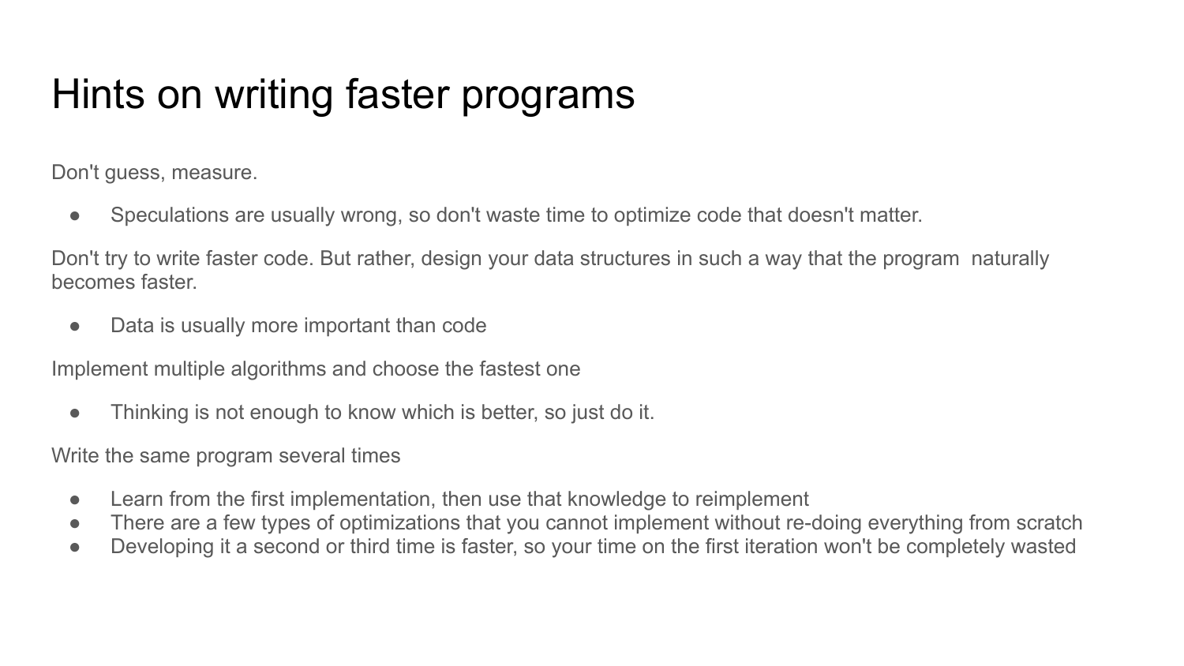# Hints on writing faster programs

Don't guess, measure.

- Speculations are usually wrong, so don't waste time to optimize code that doesn't matter.

Don't try to write faster code. But rather, design your data structures in such a way that the program naturally becomes faster.

- Data is usually more important than code

Implement multiple algorithms and choose the fastest one

- Thinking is not enough to know which is better, so just do it.

Write the same program several times

- Learn from the first implementation, then use that knowledge to reimplement
- There are a few types of optimizations that you cannot implement without re-doing everything from scratch
- Developing it a second or third time is faster, so your time on the first iteration won't be completely wasted